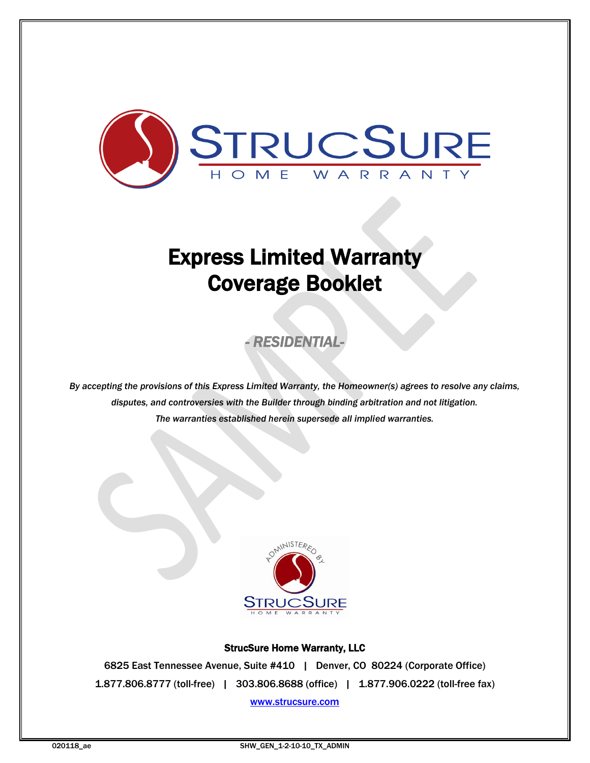# Express Limited Warranty Coverage Booklet

*- RESIDENTIAL-*

*By accepting the provisions of this Express Limited Warranty, the Homeowner(s) agrees to resolve any claims, disputes, and controversies with the Builder through binding arbitration and not litigation.*
*The warranties established herein supersede all implied warranties.*

**StrucSure Home Warranty, LLC**

6825 East Tennessee Avenue, Suite #410 | Denver, CO 80224 (Corporate Office)

1.877.806.8777 (toll-free) | 303.806.8688 (office) | 1.877.906.0222 (toll-free fax)

www.strucsure.com

020118_ae SHW_GEN_1-2-10-10_TX_ADMIN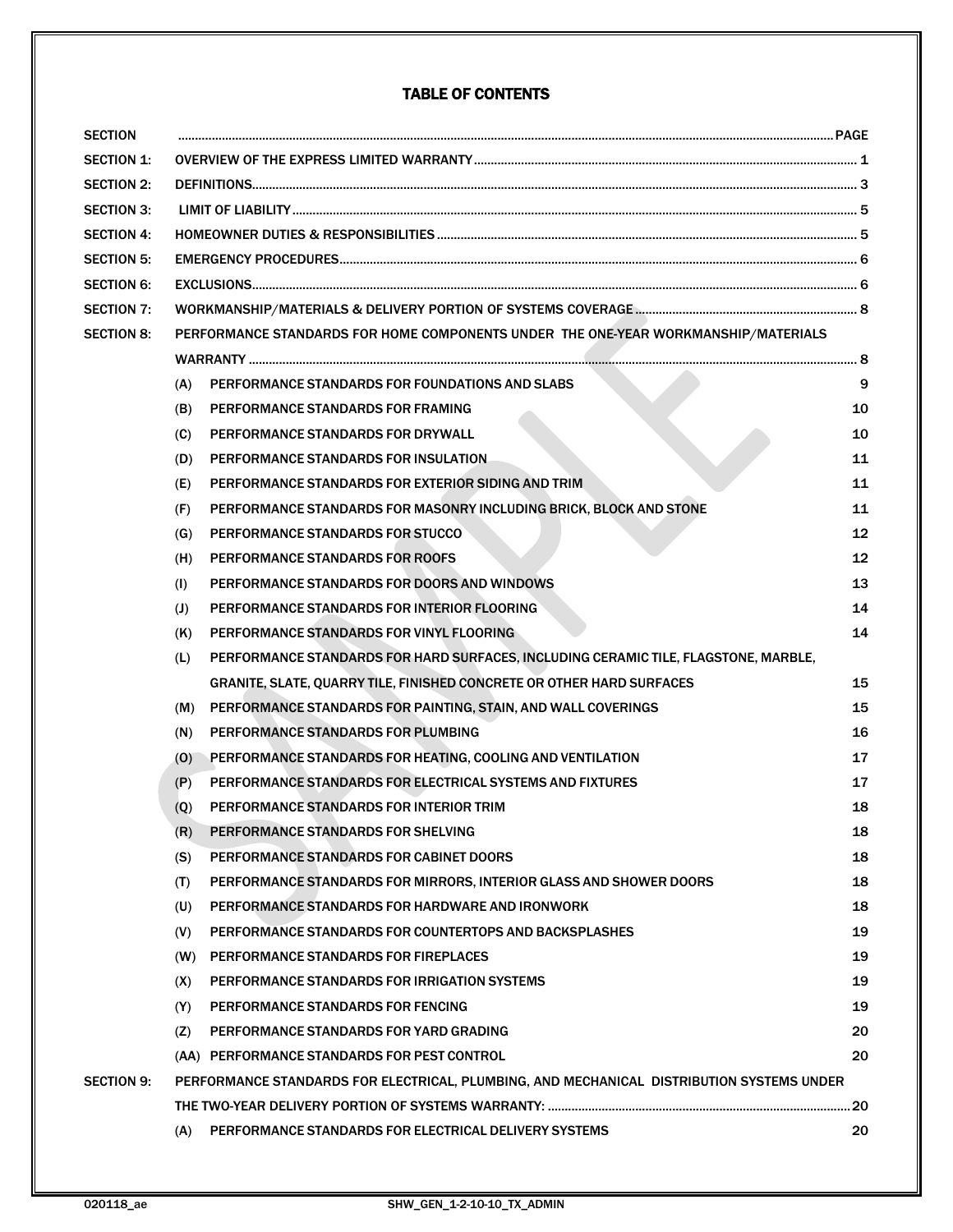# TABLE OF CONTENTS

| SECTION | | PAGE |
|---|---|---|
| SECTION 1: | OVERVIEW OF THE EXPRESS LIMITED WARRANTY | 1 |
| SECTION 2: | DEFINITIONS | 3 |
| SECTION 3: | LIMIT OF LIABILITY | 5 |
| SECTION 4: | HOMEOWNER DUTIES & RESPONSIBILITIES | 5 |
| SECTION 5: | EMERGENCY PROCEDURES | 6 |
| SECTION 6: | EXCLUSIONS | 6 |
| SECTION 7: | WORKMANSHIP/MATERIALS & DELIVERY PORTION OF SYSTEMS COVERAGE | 8 |
| SECTION 8: | PERFORMANCE STANDARDS FOR HOME COMPONENTS UNDER THE ONE-YEAR WORKMANSHIP/MATERIALS WARRANTY | 8 |
| | (A) PERFORMANCE STANDARDS FOR FOUNDATIONS AND SLABS | 9 |
| | (B) PERFORMANCE STANDARDS FOR FRAMING | 10 |
| | (C) PERFORMANCE STANDARDS FOR DRYWALL | 10 |
| | (D) PERFORMANCE STANDARDS FOR INSULATION | 11 |
| | (E) PERFORMANCE STANDARDS FOR EXTERIOR SIDING AND TRIM | 11 |
| | (F) PERFORMANCE STANDARDS FOR MASONRY INCLUDING BRICK, BLOCK AND STONE | 11 |
| | (G) PERFORMANCE STANDARDS FOR STUCCO | 12 |
| | (H) PERFORMANCE STANDARDS FOR ROOFS | 12 |
| | (I) PERFORMANCE STANDARDS FOR DOORS AND WINDOWS | 13 |
| | (J) PERFORMANCE STANDARDS FOR INTERIOR FLOORING | 14 |
| | (K) PERFORMANCE STANDARDS FOR VINYL FLOORING | 14 |
| | (L) PERFORMANCE STANDARDS FOR HARD SURFACES, INCLUDING CERAMIC TILE, FLAGSTONE, MARBLE, GRANITE, SLATE, QUARRY TILE, FINISHED CONCRETE OR OTHER HARD SURFACES | 15 |
| | (M) PERFORMANCE STANDARDS FOR PAINTING, STAIN, AND WALL COVERINGS | 15 |
| | (N) PERFORMANCE STANDARDS FOR PLUMBING | 16 |
| | (O) PERFORMANCE STANDARDS FOR HEATING, COOLING AND VENTILATION | 17 |
| | (P) PERFORMANCE STANDARDS FOR ELECTRICAL SYSTEMS AND FIXTURES | 17 |
| | (Q) PERFORMANCE STANDARDS FOR INTERIOR TRIM | 18 |
| | (R) PERFORMANCE STANDARDS FOR SHELVING | 18 |
| | (S) PERFORMANCE STANDARDS FOR CABINET DOORS | 18 |
| | (T) PERFORMANCE STANDARDS FOR MIRRORS, INTERIOR GLASS AND SHOWER DOORS | 18 |
| | (U) PERFORMANCE STANDARDS FOR HARDWARE AND IRONWORK | 18 |
| | (V) PERFORMANCE STANDARDS FOR COUNTERTOPS AND BACKSPLASHES | 19 |
| | (W) PERFORMANCE STANDARDS FOR FIREPLACES | 19 |
| | (X) PERFORMANCE STANDARDS FOR IRRIGATION SYSTEMS | 19 |
| | (Y) PERFORMANCE STANDARDS FOR FENCING | 19 |
| | (Z) PERFORMANCE STANDARDS FOR YARD GRADING | 20 |
| | (AA) PERFORMANCE STANDARDS FOR PEST CONTROL | 20 |
| SECTION 9: | PERFORMANCE STANDARDS FOR ELECTRICAL, PLUMBING, AND MECHANICAL DISTRIBUTION SYSTEMS UNDER THE TWO-YEAR DELIVERY PORTION OF SYSTEMS WARRANTY: | 20 |
| | (A) PERFORMANCE STANDARDS FOR ELECTRICAL DELIVERY SYSTEMS | 20 |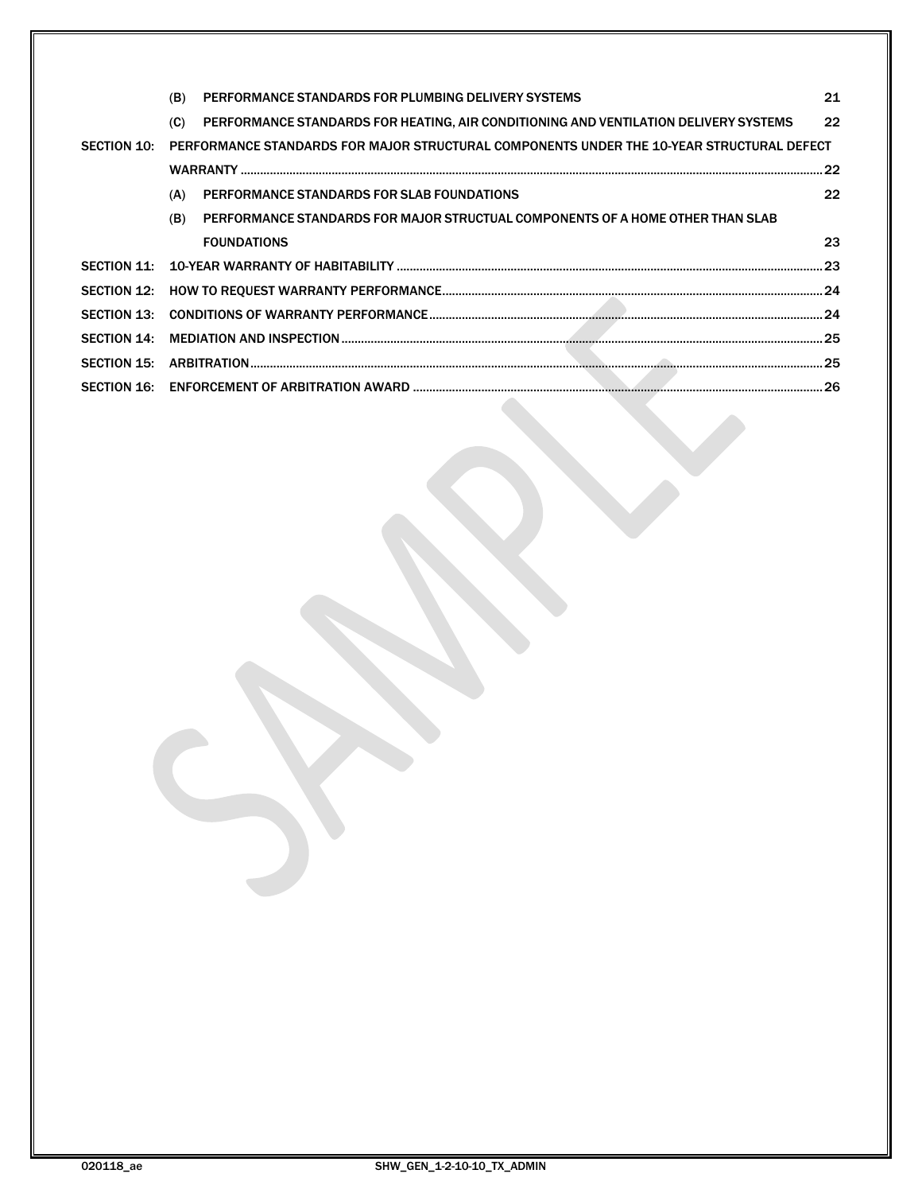(B) PERFORMANCE STANDARDS FOR PLUMBING DELIVERY SYSTEMS 21

(C) PERFORMANCE STANDARDS FOR HEATING, AIR CONDITIONING AND VENTILATION DELIVERY SYSTEMS 22

SECTION 10: PERFORMANCE STANDARDS FOR MAJOR STRUCTURAL COMPONENTS UNDER THE 10-YEAR STRUCTURAL DEFECT WARRANTY ............................................................ 22

(A) PERFORMANCE STANDARDS FOR SLAB FOUNDATIONS 22

(B) PERFORMANCE STANDARDS FOR MAJOR STRUCTUAL COMPONENTS OF A HOME OTHER THAN SLAB FOUNDATIONS 23

SECTION 11: 10-YEAR WARRANTY OF HABITABILITY ............................................................ 23

SECTION 12: HOW TO REQUEST WARRANTY PERFORMANCE ............................................................ 24

SECTION 13: CONDITIONS OF WARRANTY PERFORMANCE ............................................................ 24

SECTION 14: MEDIATION AND INSPECTION ............................................................ 25

SECTION 15: ARBITRATION ............................................................ 25

SECTION 16: ENFORCEMENT OF ARBITRATION AWARD ............................................................ 26

020118_ae SHW_GEN_1-2-10-10_TX_ADMIN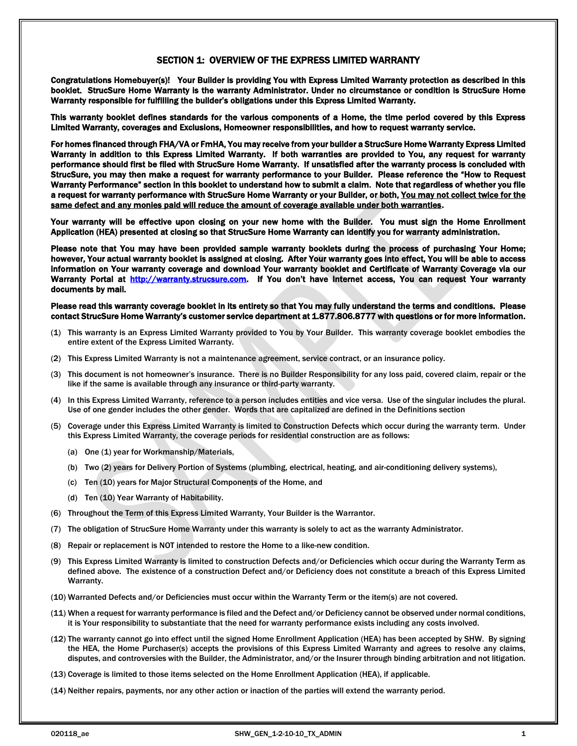## SECTION 1: OVERVIEW OF THE EXPRESS LIMITED WARRANTY

**Congratulations Homebuyer(s)! Your Builder is providing You with Express Limited Warranty protection as described in this booklet. StrucSure Home Warranty is the warranty Administrator. Under no circumstance or condition is StrucSure Home Warranty responsible for fulfilling the builder's obligations under this Express Limited Warranty.**

**This warranty booklet defines standards for the various components of a Home, the time period covered by this Express Limited Warranty, coverages and Exclusions, Homeowner responsibilities, and how to request warranty service.**

**For homes financed through FHA/VA or FmHA, You may receive from your builder a StrucSure Home Warranty Express Limited Warranty in addition to this Express Limited Warranty. If both warranties are provided to You, any request for warranty performance should first be filed with StrucSure Home Warranty. If unsatisfied after the warranty process is concluded with StrucSure, you may then make a request for warranty performance to your Builder. Please reference the "How to Request Warranty Performance" section in this booklet to understand how to submit a claim. Note that regardless of whether you file a request for warranty performance with StrucSure Home Warranty or your Builder, or both, <u>You may not collect twice for the same defect and any monies paid will reduce the amount of coverage available under both warranties</u>.**

**Your warranty will be effective upon closing on your new home with the Builder. You must sign the Home Enrollment Application (HEA) presented at closing so that StrucSure Home Warranty can identify you for warranty administration.**

**Please note that You may have been provided sample warranty booklets during the process of purchasing Your Home; however, Your actual warranty booklet is assigned at closing. After Your warranty goes into effect, You will be able to access information on Your warranty coverage and download Your warranty booklet and Certificate of Warranty Coverage via our Warranty Portal at http://warranty.strucsure.com. If You don't have Internet access, You can request Your warranty documents by mail.**

**Please read this warranty coverage booklet in its entirety so that You may fully understand the terms and conditions. Please contact StrucSure Home Warranty's customer service department at 1.877.806.8777 with questions or for more information.**

(1) This warranty is an Express Limited Warranty provided to You by Your Builder. This warranty coverage booklet embodies the entire extent of the Express Limited Warranty.

(2) This Express Limited Warranty is not a maintenance agreement, service contract, or an insurance policy.

(3) This document is not homeowner's insurance. There is no Builder Responsibility for any loss paid, covered claim, repair or the like if the same is available through any insurance or third-party warranty.

(4) In this Express Limited Warranty, reference to a person includes entities and vice versa. Use of the singular includes the plural. Use of one gender includes the other gender. Words that are capitalized are defined in the Definitions section

(5) Coverage under this Express Limited Warranty is limited to Construction Defects which occur during the warranty term. Under this Express Limited Warranty, the coverage periods for residential construction are as follows:

   (a) One (1) year for Workmanship/Materials,

   (b) Two (2) years for Delivery Portion of Systems (plumbing, electrical, heating, and air-conditioning delivery systems),

   (c) Ten (10) years for Major Structural Components of the Home, and

   (d) Ten (10) Year Warranty of Habitability.

(6) Throughout the Term of this Express Limited Warranty, Your Builder is the Warrantor.

(7) The obligation of StrucSure Home Warranty under this warranty is solely to act as the warranty Administrator.

(8) Repair or replacement is NOT intended to restore the Home to a like-new condition.

(9) This Express Limited Warranty is limited to construction Defects and/or Deficiencies which occur during the Warranty Term as defined above. The existence of a construction Defect and/or Deficiency does not constitute a breach of this Express Limited Warranty.

(10) Warranted Defects and/or Deficiencies must occur within the Warranty Term or the item(s) are not covered.

(11) When a request for warranty performance is filed and the Defect and/or Deficiency cannot be observed under normal conditions, it is Your responsibility to substantiate that the need for warranty performance exists including any costs involved.

(12) The warranty cannot go into effect until the signed Home Enrollment Application (HEA) has been accepted by SHW. By signing the HEA, the Home Purchaser(s) accepts the provisions of this Express Limited Warranty and agrees to resolve any claims, disputes, and controversies with the Builder, the Administrator, and/or the Insurer through binding arbitration and not litigation.

(13) Coverage is limited to those items selected on the Home Enrollment Application (HEA), if applicable.

(14) Neither repairs, payments, nor any other action or inaction of the parties will extend the warranty period.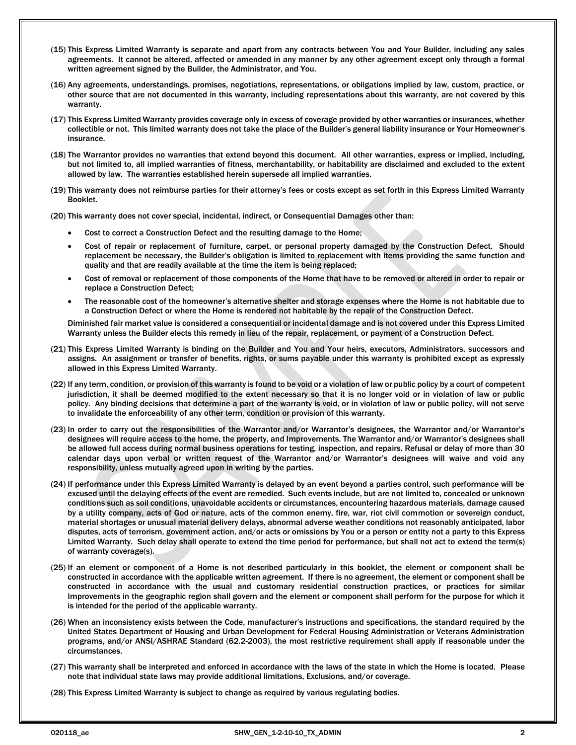(15) This Express Limited Warranty is separate and apart from any contracts between You and Your Builder, including any sales agreements. It cannot be altered, affected or amended in any manner by any other agreement except only through a formal written agreement signed by the Builder, the Administrator, and You.

(16) Any agreements, understandings, promises, negotiations, representations, or obligations implied by law, custom, practice, or other source that are not documented in this warranty, including representations about this warranty, are not covered by this warranty.

(17) This Express Limited Warranty provides coverage only in excess of coverage provided by other warranties or insurances, whether collectible or not. This limited warranty does not take the place of the Builder's general liability insurance or Your Homeowner's insurance.

(18) The Warrantor provides no warranties that extend beyond this document. All other warranties, express or implied, including, but not limited to, all implied warranties of fitness, merchantability, or habitability are disclaimed and excluded to the extent allowed by law. The warranties established herein supersede all implied warranties.

(19) This warranty does not reimburse parties for their attorney's fees or costs except as set forth in this Express Limited Warranty Booklet.

(20) This warranty does not cover special, incidental, indirect, or Consequential Damages other than:

- Cost to correct a Construction Defect and the resulting damage to the Home;
- Cost of repair or replacement of furniture, carpet, or personal property damaged by the Construction Defect. Should replacement be necessary, the Builder's obligation is limited to replacement with items providing the same function and quality and that are readily available at the time the item is being replaced;
- Cost of removal or replacement of those components of the Home that have to be removed or altered in order to repair or replace a Construction Defect;
- The reasonable cost of the homeowner's alternative shelter and storage expenses where the Home is not habitable due to a Construction Defect or where the Home is rendered not habitable by the repair of the Construction Defect.

Diminished fair market value is considered a consequential or incidental damage and is not covered under this Express Limited Warranty unless the Builder elects this remedy in lieu of the repair, replacement, or payment of a Construction Defect.

(21) This Express Limited Warranty is binding on the Builder and You and Your heirs, executors, Administrators, successors and assigns. An assignment or transfer of benefits, rights, or sums payable under this warranty is prohibited except as expressly allowed in this Express Limited Warranty.

(22) If any term, condition, or provision of this warranty is found to be void or a violation of law or public policy by a court of competent jurisdiction, it shall be deemed modified to the extent necessary so that it is no longer void or in violation of law or public policy. Any binding decisions that determine a part of the warranty is void, or in violation of law or public policy, will not serve to invalidate the enforceability of any other term, condition or provision of this warranty.

(23) In order to carry out the responsibilities of the Warrantor and/or Warrantor's designees, the Warrantor and/or Warrantor's designees will require access to the home, the property, and Improvements. The Warrantor and/or Warrantor's designees shall be allowed full access during normal business operations for testing, inspection, and repairs. Refusal or delay of more than 30 calendar days upon verbal or written request of the Warrantor and/or Warrantor's designees will waive and void any responsibility, unless mutually agreed upon in writing by the parties.

(24) If performance under this Express Limited Warranty is delayed by an event beyond a parties control, such performance will be excused until the delaying effects of the event are remedied. Such events include, but are not limited to, concealed or unknown conditions such as soil conditions, unavoidable accidents or circumstances, encountering hazardous materials, damage caused by a utility company, acts of God or nature, acts of the common enemy, fire, war, riot civil commotion or sovereign conduct, material shortages or unusual material delivery delays, abnormal adverse weather conditions not reasonably anticipated, labor disputes, acts of terrorism, government action, and/or acts or omissions by You or a person or entity not a party to this Express Limited Warranty. Such delay shall operate to extend the time period for performance, but shall not act to extend the term(s) of warranty coverage(s).

(25) If an element or component of a Home is not described particularly in this booklet, the element or component shall be constructed in accordance with the applicable written agreement. If there is no agreement, the element or component shall be constructed in accordance with the usual and customary residential construction practices, or practices for similar Improvements in the geographic region shall govern and the element or component shall perform for the purpose for which it is intended for the period of the applicable warranty.

(26) When an inconsistency exists between the Code, manufacturer's instructions and specifications, the standard required by the United States Department of Housing and Urban Development for Federal Housing Administration or Veterans Administration programs, and/or ANSI/ASHRAE Standard (62.2-2003), the most restrictive requirement shall apply if reasonable under the circumstances.

(27) This warranty shall be interpreted and enforced in accordance with the laws of the state in which the Home is located. Please note that individual state laws may provide additional limitations, Exclusions, and/or coverage.

(28) This Express Limited Warranty is subject to change as required by various regulating bodies.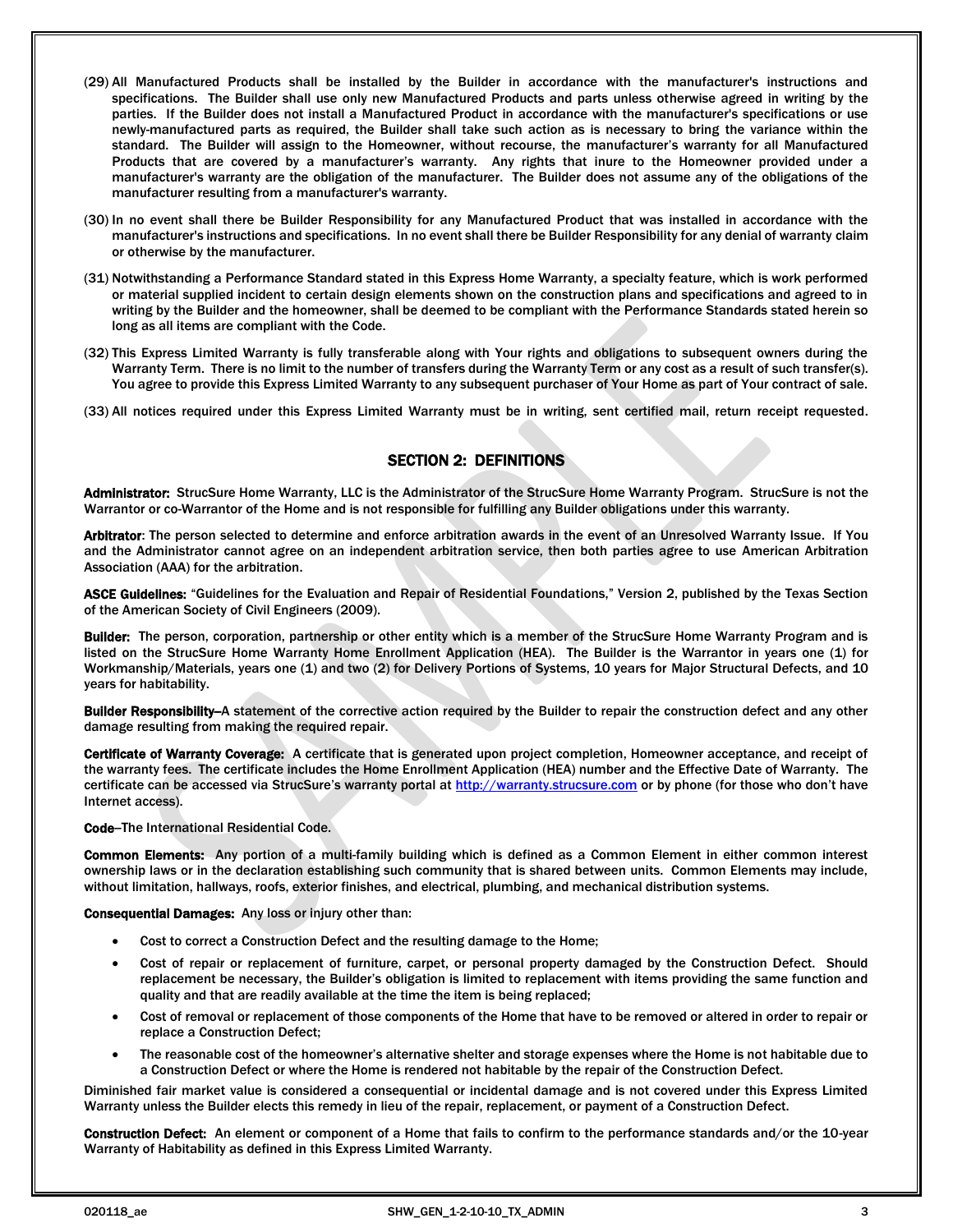(29) All Manufactured Products shall be installed by the Builder in accordance with the manufacturer's instructions and specifications. The Builder shall use only new Manufactured Products and parts unless otherwise agreed in writing by the parties. If the Builder does not install a Manufactured Product in accordance with the manufacturer's specifications or use newly-manufactured parts as required, the Builder shall take such action as is necessary to bring the variance within the standard. The Builder will assign to the Homeowner, without recourse, the manufacturer's warranty for all Manufactured Products that are covered by a manufacturer's warranty. Any rights that inure to the Homeowner provided under a manufacturer's warranty are the obligation of the manufacturer. The Builder does not assume any of the obligations of the manufacturer resulting from a manufacturer's warranty.

(30) In no event shall there be Builder Responsibility for any Manufactured Product that was installed in accordance with the manufacturer's instructions and specifications. In no event shall there be Builder Responsibility for any denial of warranty claim or otherwise by the manufacturer.

(31) Notwithstanding a Performance Standard stated in this Express Home Warranty, a specialty feature, which is work performed or material supplied incident to certain design elements shown on the construction plans and specifications and agreed to in writing by the Builder and the homeowner, shall be deemed to be compliant with the Performance Standards stated herein so long as all items are compliant with the Code.

(32) This Express Limited Warranty is fully transferable along with Your rights and obligations to subsequent owners during the Warranty Term. There is no limit to the number of transfers during the Warranty Term or any cost as a result of such transfer(s). You agree to provide this Express Limited Warranty to any subsequent purchaser of Your Home as part of Your contract of sale.

(33) All notices required under this Express Limited Warranty must be in writing, sent certified mail, return receipt requested.

## SECTION 2: DEFINITIONS

**Administrator:** StrucSure Home Warranty, LLC is the Administrator of the StrucSure Home Warranty Program. StrucSure is not the Warrantor or co-Warrantor of the Home and is not responsible for fulfilling any Builder obligations under this warranty.

**Arbitrator**: The person selected to determine and enforce arbitration awards in the event of an Unresolved Warranty Issue. If You and the Administrator cannot agree on an independent arbitration service, then both parties agree to use American Arbitration Association (AAA) for the arbitration.

**ASCE Guidelines:** "Guidelines for the Evaluation and Repair of Residential Foundations," Version 2, published by the Texas Section of the American Society of Civil Engineers (2009).

**Builder:** The person, corporation, partnership or other entity which is a member of the StrucSure Home Warranty Program and is listed on the StrucSure Home Warranty Home Enrollment Application (HEA). The Builder is the Warrantor in years one (1) for Workmanship/Materials, years one (1) and two (2) for Delivery Portions of Systems, 10 years for Major Structural Defects, and 10 years for habitability.

**Builder Responsibility**–A statement of the corrective action required by the Builder to repair the construction defect and any other damage resulting from making the required repair.

**Certificate of Warranty Coverage:** A certificate that is generated upon project completion, Homeowner acceptance, and receipt of the warranty fees. The certificate includes the Home Enrollment Application (HEA) number and the Effective Date of Warranty. The certificate can be accessed via StrucSure's warranty portal at http://warranty.strucsure.com or by phone (for those who don't have Internet access).

**Code**–The International Residential Code.

**Common Elements:** Any portion of a multi-family building which is defined as a Common Element in either common interest ownership laws or in the declaration establishing such community that is shared between units. Common Elements may include, without limitation, hallways, roofs, exterior finishes, and electrical, plumbing, and mechanical distribution systems.

**Consequential Damages:** Any loss or injury other than:

- Cost to correct a Construction Defect and the resulting damage to the Home;
- Cost of repair or replacement of furniture, carpet, or personal property damaged by the Construction Defect. Should replacement be necessary, the Builder's obligation is limited to replacement with items providing the same function and quality and that are readily available at the time the item is being replaced;
- Cost of removal or replacement of those components of the Home that have to be removed or altered in order to repair or replace a Construction Defect;
- The reasonable cost of the homeowner's alternative shelter and storage expenses where the Home is not habitable due to a Construction Defect or where the Home is rendered not habitable by the repair of the Construction Defect.

Diminished fair market value is considered a consequential or incidental damage and is not covered under this Express Limited Warranty unless the Builder elects this remedy in lieu of the repair, replacement, or payment of a Construction Defect.

**Construction Defect:** An element or component of a Home that fails to confirm to the performance standards and/or the 10-year Warranty of Habitability as defined in this Express Limited Warranty.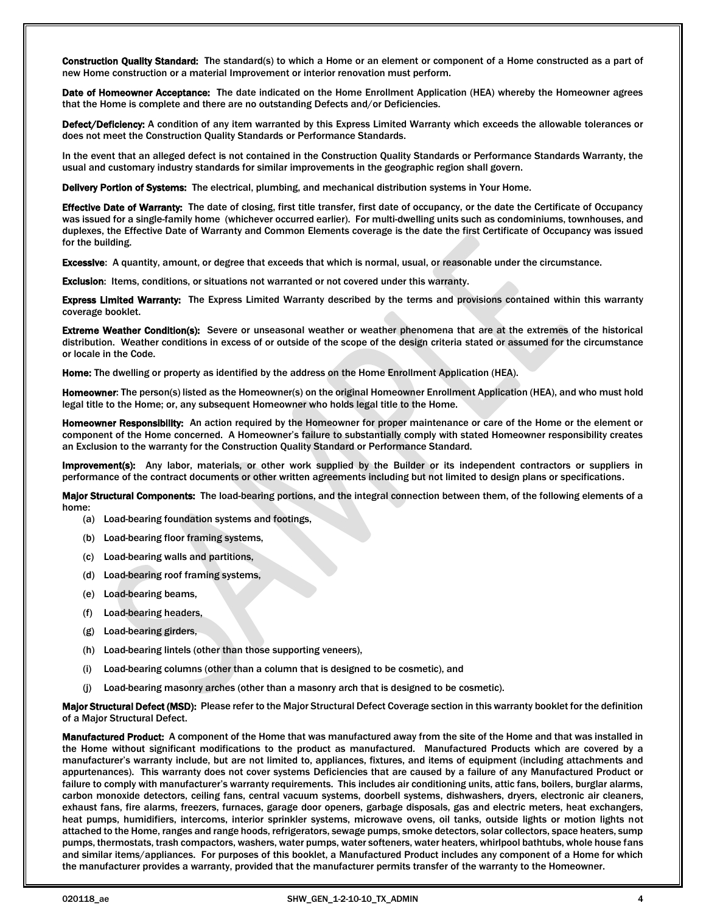**Construction Quality Standard:** The standard(s) to which a Home or an element or component of a Home constructed as a part of new Home construction or a material Improvement or interior renovation must perform.

**Date of Homeowner Acceptance:** The date indicated on the Home Enrollment Application (HEA) whereby the Homeowner agrees that the Home is complete and there are no outstanding Defects and/or Deficiencies.

**Defect/Deficiency:** A condition of any item warranted by this Express Limited Warranty which exceeds the allowable tolerances or does not meet the Construction Quality Standards or Performance Standards.

In the event that an alleged defect is not contained in the Construction Quality Standards or Performance Standards Warranty, the usual and customary industry standards for similar improvements in the geographic region shall govern.

**Delivery Portion of Systems:** The electrical, plumbing, and mechanical distribution systems in Your Home.

**Effective Date of Warranty:** The date of closing, first title transfer, first date of occupancy, or the date the Certificate of Occupancy was issued for a single-family home (whichever occurred earlier). For multi-dwelling units such as condominiums, townhouses, and duplexes, the Effective Date of Warranty and Common Elements coverage is the date the first Certificate of Occupancy was issued for the building.

**Excessive**: A quantity, amount, or degree that exceeds that which is normal, usual, or reasonable under the circumstance.

**Exclusion**: Items, conditions, or situations not warranted or not covered under this warranty.

**Express Limited Warranty:** The Express Limited Warranty described by the terms and provisions contained within this warranty coverage booklet.

**Extreme Weather Condition(s):** Severe or unseasonal weather or weather phenomena that are at the extremes of the historical distribution. Weather conditions in excess of or outside of the scope of the design criteria stated or assumed for the circumstance or locale in the Code.

**Home:** The dwelling or property as identified by the address on the Home Enrollment Application (HEA).

**Homeowner**: The person(s) listed as the Homeowner(s) on the original Homeowner Enrollment Application (HEA), and who must hold legal title to the Home; or, any subsequent Homeowner who holds legal title to the Home.

**Homeowner Responsibility:** An action required by the Homeowner for proper maintenance or care of the Home or the element or component of the Home concerned. A Homeowner's failure to substantially comply with stated Homeowner responsibility creates an Exclusion to the warranty for the Construction Quality Standard or Performance Standard.

**Improvement(s):** Any labor, materials, or other work supplied by the Builder or its independent contractors or suppliers in performance of the contract documents or other written agreements including but not limited to design plans or specifications.

**Major Structural Components:** The load-bearing portions, and the integral connection between them, of the following elements of a home:

(a) Load-bearing foundation systems and footings,

(b) Load-bearing floor framing systems,

(c) Load-bearing walls and partitions,

(d) Load-bearing roof framing systems,

(e) Load-bearing beams,

(f) Load-bearing headers,

(g) Load-bearing girders,

(h) Load-bearing lintels (other than those supporting veneers),

(i) Load-bearing columns (other than a column that is designed to be cosmetic), and

(j) Load-bearing masonry arches (other than a masonry arch that is designed to be cosmetic).

**Major Structural Defect (MSD):** Please refer to the Major Structural Defect Coverage section in this warranty booklet for the definition of a Major Structural Defect.

**Manufactured Product:** A component of the Home that was manufactured away from the site of the Home and that was installed in the Home without significant modifications to the product as manufactured. Manufactured Products which are covered by a manufacturer's warranty include, but are not limited to, appliances, fixtures, and items of equipment (including attachments and appurtenances). This warranty does not cover systems Deficiencies that are caused by a failure of any Manufactured Product or failure to comply with manufacturer's warranty requirements. This includes air conditioning units, attic fans, boilers, burglar alarms, carbon monoxide detectors, ceiling fans, central vacuum systems, doorbell systems, dishwashers, dryers, electronic air cleaners, exhaust fans, fire alarms, freezers, furnaces, garage door openers, garbage disposals, gas and electric meters, heat exchangers, heat pumps, humidifiers, intercoms, interior sprinkler systems, microwave ovens, oil tanks, outside lights or motion lights not attached to the Home, ranges and range hoods, refrigerators, sewage pumps, smoke detectors, solar collectors, space heaters, sump pumps, thermostats, trash compactors, washers, water pumps, water softeners, water heaters, whirlpool bathtubs, whole house fans and similar items/appliances. For purposes of this booklet, a Manufactured Product includes any component of a Home for which the manufacturer provides a warranty, provided that the manufacturer permits transfer of the warranty to the Homeowner.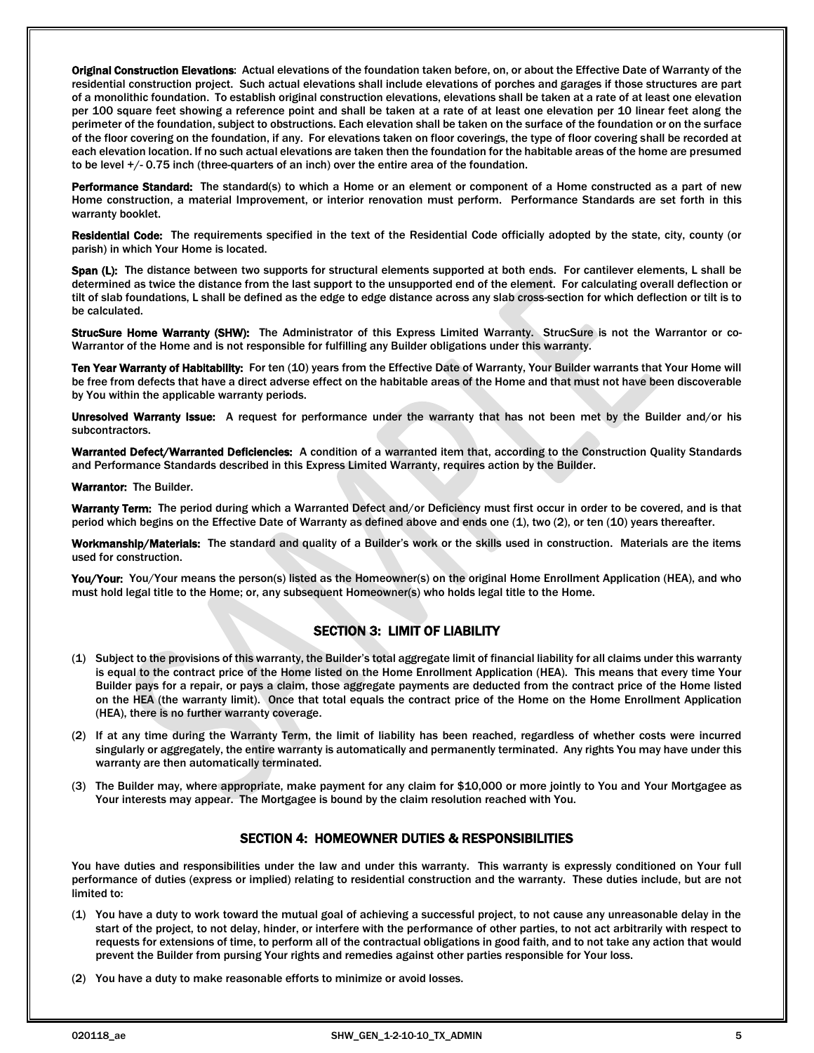**Original Construction Elevations:** Actual elevations of the foundation taken before, on, or about the Effective Date of Warranty of the residential construction project. Such actual elevations shall include elevations of porches and garages if those structures are part of a monolithic foundation. To establish original construction elevations, elevations shall be taken at a rate of at least one elevation per 100 square feet showing a reference point and shall be taken at a rate of at least one elevation per 10 linear feet along the perimeter of the foundation, subject to obstructions. Each elevation shall be taken on the surface of the foundation or on the surface of the floor covering on the foundation, if any. For elevations taken on floor coverings, the type of floor covering shall be recorded at each elevation location. If no such actual elevations are taken then the foundation for the habitable areas of the home are presumed to be level +/- 0.75 inch (three-quarters of an inch) over the entire area of the foundation.

**Performance Standard:** The standard(s) to which a Home or an element or component of a Home constructed as a part of new Home construction, a material Improvement, or interior renovation must perform. Performance Standards are set forth in this warranty booklet.

**Residential Code:** The requirements specified in the text of the Residential Code officially adopted by the state, city, county (or parish) in which Your Home is located.

**Span (L):** The distance between two supports for structural elements supported at both ends. For cantilever elements, L shall be determined as twice the distance from the last support to the unsupported end of the element. For calculating overall deflection or tilt of slab foundations, L shall be defined as the edge to edge distance across any slab cross-section for which deflection or tilt is to be calculated.

**StrucSure Home Warranty (SHW):** The Administrator of this Express Limited Warranty. StrucSure is not the Warrantor or co-Warrantor of the Home and is not responsible for fulfilling any Builder obligations under this warranty.

**Ten Year Warranty of Habitability:** For ten (10) years from the Effective Date of Warranty, Your Builder warrants that Your Home will be free from defects that have a direct adverse effect on the habitable areas of the Home and that must not have been discoverable by You within the applicable warranty periods.

**Unresolved Warranty Issue:** A request for performance under the warranty that has not been met by the Builder and/or his subcontractors.

**Warranted Defect/Warranted Deficiencies:** A condition of a warranted item that, according to the Construction Quality Standards and Performance Standards described in this Express Limited Warranty, requires action by the Builder.

**Warrantor:** The Builder.

**Warranty Term:** The period during which a Warranted Defect and/or Deficiency must first occur in order to be covered, and is that period which begins on the Effective Date of Warranty as defined above and ends one (1), two (2), or ten (10) years thereafter.

**Workmanship/Materials:** The standard and quality of a Builder's work or the skills used in construction. Materials are the items used for construction.

**You/Your:** You/Your means the person(s) listed as the Homeowner(s) on the original Home Enrollment Application (HEA), and who must hold legal title to the Home; or, any subsequent Homeowner(s) who holds legal title to the Home.

## SECTION 3: LIMIT OF LIABILITY

(1) Subject to the provisions of this warranty, the Builder's total aggregate limit of financial liability for all claims under this warranty is equal to the contract price of the Home listed on the Home Enrollment Application (HEA). This means that every time Your Builder pays for a repair, or pays a claim, those aggregate payments are deducted from the contract price of the Home listed on the HEA (the warranty limit). Once that total equals the contract price of the Home on the Home Enrollment Application (HEA), there is no further warranty coverage.

(2) If at any time during the Warranty Term, the limit of liability has been reached, regardless of whether costs were incurred singularly or aggregately, the entire warranty is automatically and permanently terminated. Any rights You may have under this warranty are then automatically terminated.

(3) The Builder may, where appropriate, make payment for any claim for $10,000 or more jointly to You and Your Mortgagee as Your interests may appear. The Mortgagee is bound by the claim resolution reached with You.

## SECTION 4: HOMEOWNER DUTIES & RESPONSIBILITIES

You have duties and responsibilities under the law and under this warranty. This warranty is expressly conditioned on Your full performance of duties (express or implied) relating to residential construction and the warranty. These duties include, but are not limited to:

(1) You have a duty to work toward the mutual goal of achieving a successful project, to not cause any unreasonable delay in the start of the project, to not delay, hinder, or interfere with the performance of other parties, to not act arbitrarily with respect to requests for extensions of time, to perform all of the contractual obligations in good faith, and to not take any action that would prevent the Builder from pursing Your rights and remedies against other parties responsible for Your loss.

(2) You have a duty to make reasonable efforts to minimize or avoid losses.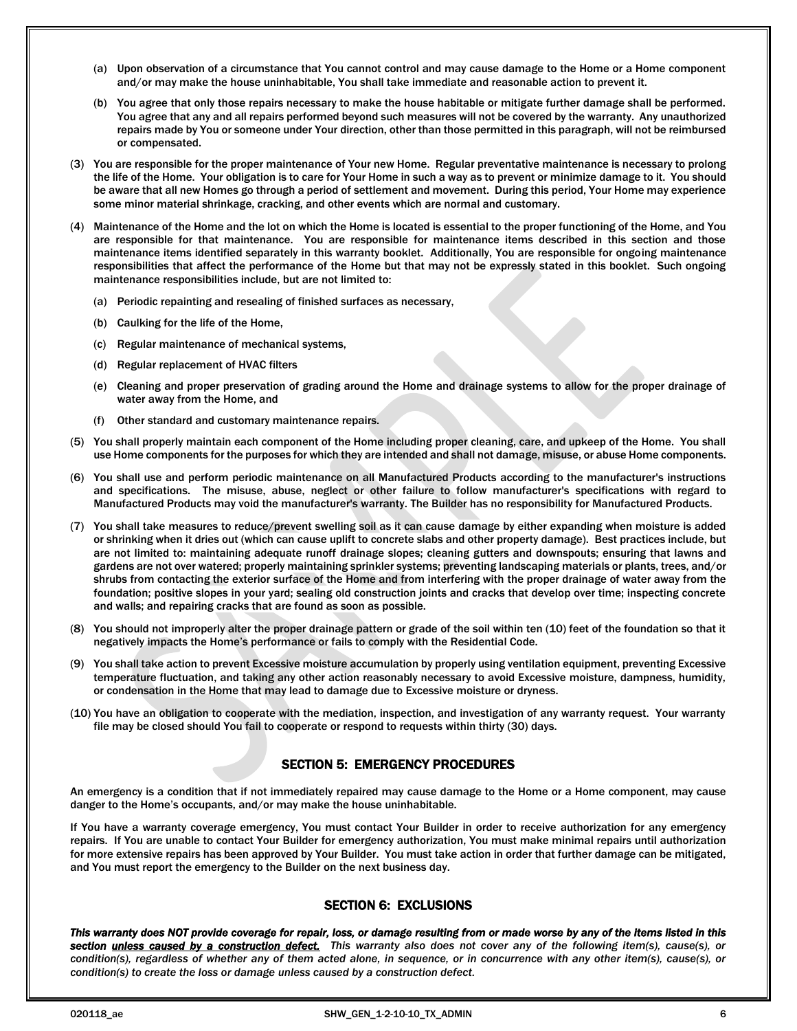(a) Upon observation of a circumstance that You cannot control and may cause damage to the Home or a Home component and/or may make the house uninhabitable, You shall take immediate and reasonable action to prevent it.

(b) You agree that only those repairs necessary to make the house habitable or mitigate further damage shall be performed. You agree that any and all repairs performed beyond such measures will not be covered by the warranty. Any unauthorized repairs made by You or someone under Your direction, other than those permitted in this paragraph, will not be reimbursed or compensated.

(3) You are responsible for the proper maintenance of Your new Home. Regular preventative maintenance is necessary to prolong the life of the Home. Your obligation is to care for Your Home in such a way as to prevent or minimize damage to it. You should be aware that all new Homes go through a period of settlement and movement. During this period, Your Home may experience some minor material shrinkage, cracking, and other events which are normal and customary.

(4) Maintenance of the Home and the lot on which the Home is located is essential to the proper functioning of the Home, and You are responsible for that maintenance. You are responsible for maintenance items described in this section and those maintenance items identified separately in this warranty booklet. Additionally, You are responsible for ongoing maintenance responsibilities that affect the performance of the Home but that may not be expressly stated in this booklet. Such ongoing maintenance responsibilities include, but are not limited to:

(a) Periodic repainting and resealing of finished surfaces as necessary,

(b) Caulking for the life of the Home,

(c) Regular maintenance of mechanical systems,

(d) Regular replacement of HVAC filters

(e) Cleaning and proper preservation of grading around the Home and drainage systems to allow for the proper drainage of water away from the Home, and

(f) Other standard and customary maintenance repairs.

(5) You shall properly maintain each component of the Home including proper cleaning, care, and upkeep of the Home. You shall use Home components for the purposes for which they are intended and shall not damage, misuse, or abuse Home components.

(6) You shall use and perform periodic maintenance on all Manufactured Products according to the manufacturer's instructions and specifications. The misuse, abuse, neglect or other failure to follow manufacturer's specifications with regard to Manufactured Products may void the manufacturer's warranty. The Builder has no responsibility for Manufactured Products.

(7) You shall take measures to reduce/prevent swelling soil as it can cause damage by either expanding when moisture is added or shrinking when it dries out (which can cause uplift to concrete slabs and other property damage). Best practices include, but are not limited to: maintaining adequate runoff drainage slopes; cleaning gutters and downspouts; ensuring that lawns and gardens are not over watered; properly maintaining sprinkler systems; preventing landscaping materials or plants, trees, and/or shrubs from contacting the exterior surface of the Home and from interfering with the proper drainage of water away from the foundation; positive slopes in your yard; sealing old construction joints and cracks that develop over time; inspecting concrete and walls; and repairing cracks that are found as soon as possible.

(8) You should not improperly alter the proper drainage pattern or grade of the soil within ten (10) feet of the foundation so that it negatively impacts the Home's performance or fails to comply with the Residential Code.

(9) You shall take action to prevent Excessive moisture accumulation by properly using ventilation equipment, preventing Excessive temperature fluctuation, and taking any other action reasonably necessary to avoid Excessive moisture, dampness, humidity, or condensation in the Home that may lead to damage due to Excessive moisture or dryness.

(10) You have an obligation to cooperate with the mediation, inspection, and investigation of any warranty request. Your warranty file may be closed should You fail to cooperate or respond to requests within thirty (30) days.

## SECTION 5: EMERGENCY PROCEDURES

An emergency is a condition that if not immediately repaired may cause damage to the Home or a Home component, may cause danger to the Home's occupants, and/or may make the house uninhabitable.

If You have a warranty coverage emergency, You must contact Your Builder in order to receive authorization for any emergency repairs. If You are unable to contact Your Builder for emergency authorization, You must make minimal repairs until authorization for more extensive repairs has been approved by Your Builder. You must take action in order that further damage can be mitigated, and You must report the emergency to the Builder on the next business day.

## SECTION 6: EXCLUSIONS

***This warranty does NOT provide coverage for repair, loss, or damage resulting from or made worse by any of the items listed in this section <u>unless caused by a construction defect.</u>*** *This warranty also does not cover any of the following item(s), cause(s), or condition(s), regardless of whether any of them acted alone, in sequence, or in concurrence with any other item(s), cause(s), or condition(s) to create the loss or damage unless caused by a construction defect.*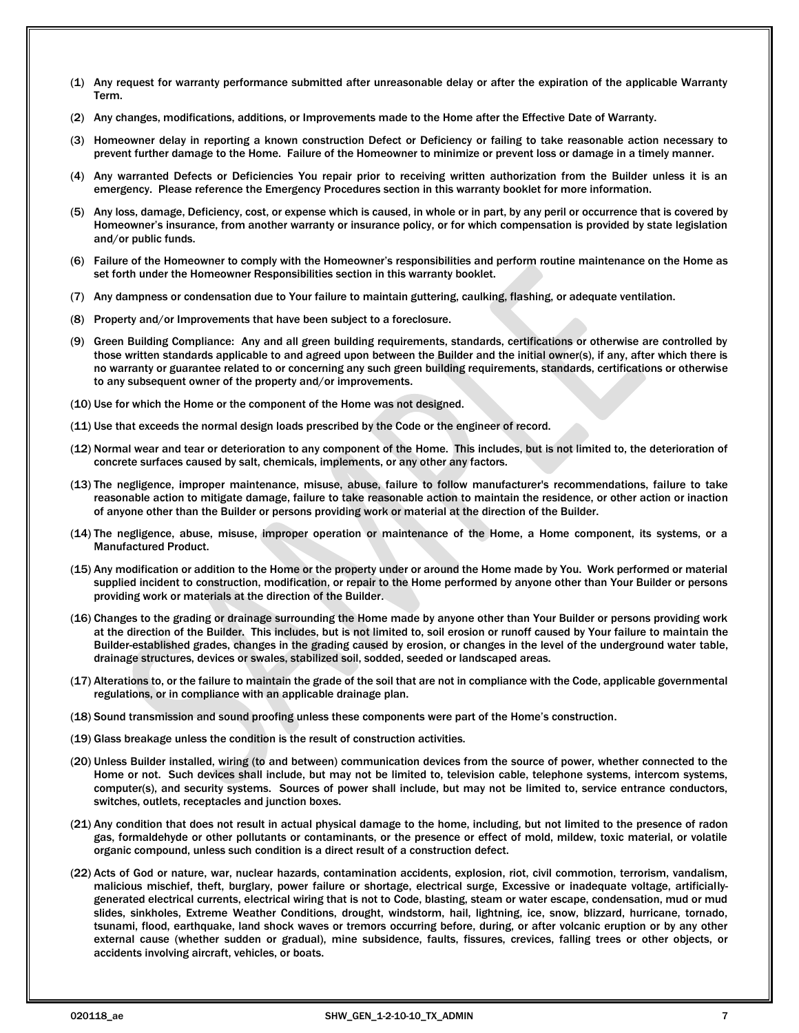(1) Any request for warranty performance submitted after unreasonable delay or after the expiration of the applicable Warranty Term.

(2) Any changes, modifications, additions, or Improvements made to the Home after the Effective Date of Warranty.

(3) Homeowner delay in reporting a known construction Defect or Deficiency or failing to take reasonable action necessary to prevent further damage to the Home. Failure of the Homeowner to minimize or prevent loss or damage in a timely manner.

(4) Any warranted Defects or Deficiencies You repair prior to receiving written authorization from the Builder unless it is an emergency. Please reference the Emergency Procedures section in this warranty booklet for more information.

(5) Any loss, damage, Deficiency, cost, or expense which is caused, in whole or in part, by any peril or occurrence that is covered by Homeowner's insurance, from another warranty or insurance policy, or for which compensation is provided by state legislation and/or public funds.

(6) Failure of the Homeowner to comply with the Homeowner's responsibilities and perform routine maintenance on the Home as set forth under the Homeowner Responsibilities section in this warranty booklet.

(7) Any dampness or condensation due to Your failure to maintain guttering, caulking, flashing, or adequate ventilation.

(8) Property and/or Improvements that have been subject to a foreclosure.

(9) Green Building Compliance: Any and all green building requirements, standards, certifications or otherwise are controlled by those written standards applicable to and agreed upon between the Builder and the initial owner(s), if any, after which there is no warranty or guarantee related to or concerning any such green building requirements, standards, certifications or otherwise to any subsequent owner of the property and/or improvements.

(10) Use for which the Home or the component of the Home was not designed.

(11) Use that exceeds the normal design loads prescribed by the Code or the engineer of record.

(12) Normal wear and tear or deterioration to any component of the Home. This includes, but is not limited to, the deterioration of concrete surfaces caused by salt, chemicals, implements, or any other any factors.

(13) The negligence, improper maintenance, misuse, abuse, failure to follow manufacturer's recommendations, failure to take reasonable action to mitigate damage, failure to take reasonable action to maintain the residence, or other action or inaction of anyone other than the Builder or persons providing work or material at the direction of the Builder.

(14) The negligence, abuse, misuse, improper operation or maintenance of the Home, a Home component, its systems, or a Manufactured Product.

(15) Any modification or addition to the Home or the property under or around the Home made by You. Work performed or material supplied incident to construction, modification, or repair to the Home performed by anyone other than Your Builder or persons providing work or materials at the direction of the Builder.

(16) Changes to the grading or drainage surrounding the Home made by anyone other than Your Builder or persons providing work at the direction of the Builder. This includes, but is not limited to, soil erosion or runoff caused by Your failure to maintain the Builder-established grades, changes in the grading caused by erosion, or changes in the level of the underground water table, drainage structures, devices or swales, stabilized soil, sodded, seeded or landscaped areas.

(17) Alterations to, or the failure to maintain the grade of the soil that are not in compliance with the Code, applicable governmental regulations, or in compliance with an applicable drainage plan.

(18) Sound transmission and sound proofing unless these components were part of the Home's construction.

(19) Glass breakage unless the condition is the result of construction activities.

(20) Unless Builder installed, wiring (to and between) communication devices from the source of power, whether connected to the Home or not. Such devices shall include, but may not be limited to, television cable, telephone systems, intercom systems, computer(s), and security systems. Sources of power shall include, but may not be limited to, service entrance conductors, switches, outlets, receptacles and junction boxes.

(21) Any condition that does not result in actual physical damage to the home, including, but not limited to the presence of radon gas, formaldehyde or other pollutants or contaminants, or the presence or effect of mold, mildew, toxic material, or volatile organic compound, unless such condition is a direct result of a construction defect.

(22) Acts of God or nature, war, nuclear hazards, contamination accidents, explosion, riot, civil commotion, terrorism, vandalism, malicious mischief, theft, burglary, power failure or shortage, electrical surge, Excessive or inadequate voltage, artificially-generated electrical currents, electrical wiring that is not to Code, blasting, steam or water escape, condensation, mud or mud slides, sinkholes, Extreme Weather Conditions, drought, windstorm, hail, lightning, ice, snow, blizzard, hurricane, tornado, tsunami, flood, earthquake, land shock waves or tremors occurring before, during, or after volcanic eruption or by any other external cause (whether sudden or gradual), mine subsidence, faults, fissures, crevices, falling trees or other objects, or accidents involving aircraft, vehicles, or boats.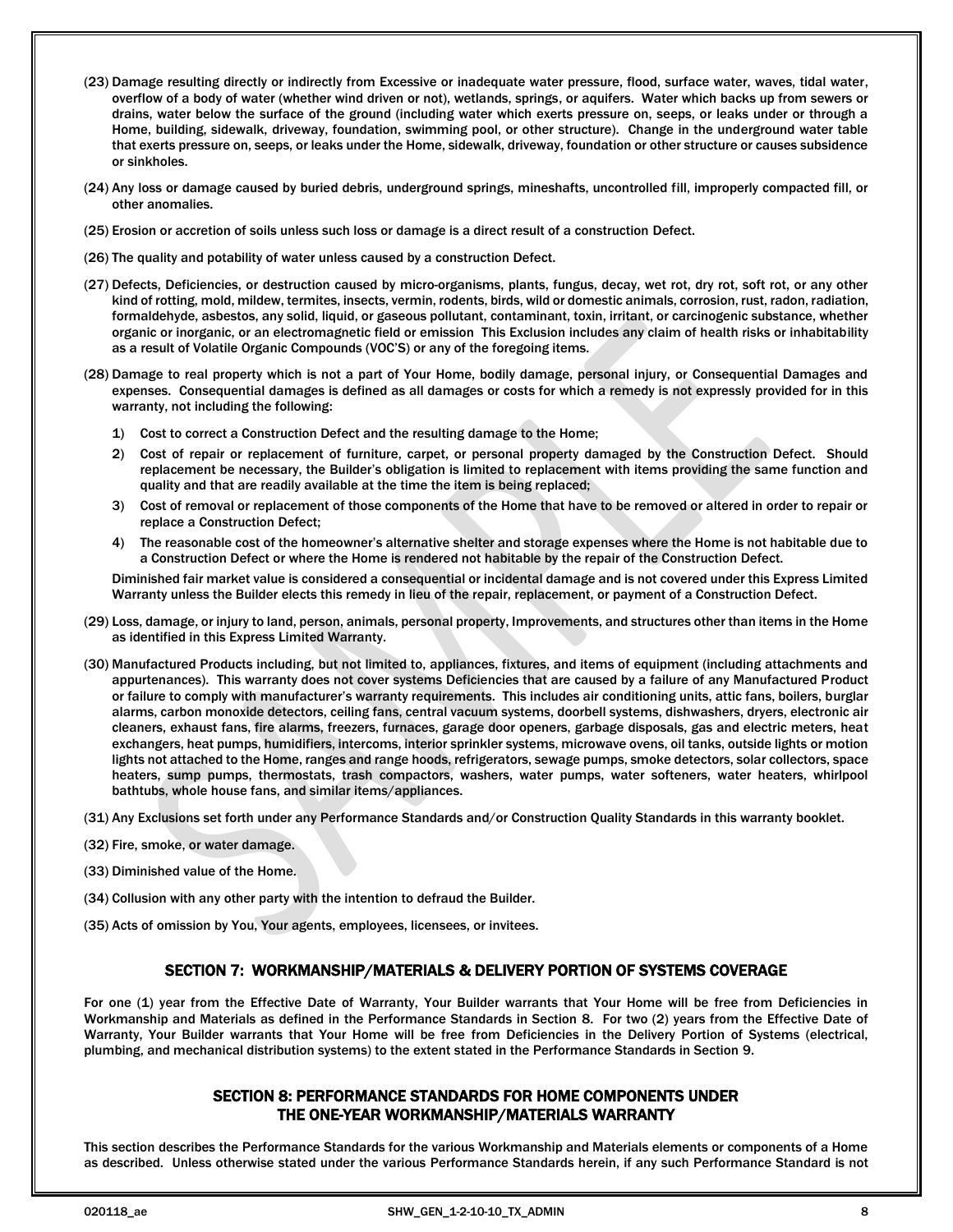(23) Damage resulting directly or indirectly from Excessive or inadequate water pressure, flood, surface water, waves, tidal water, overflow of a body of water (whether wind driven or not), wetlands, springs, or aquifers. Water which backs up from sewers or drains, water below the surface of the ground (including water which exerts pressure on, seeps, or leaks under or through a Home, building, sidewalk, driveway, foundation, swimming pool, or other structure). Change in the underground water table that exerts pressure on, seeps, or leaks under the Home, sidewalk, driveway, foundation or other structure or causes subsidence or sinkholes.

(24) Any loss or damage caused by buried debris, underground springs, mineshafts, uncontrolled fill, improperly compacted fill, or other anomalies.

(25) Erosion or accretion of soils unless such loss or damage is a direct result of a construction Defect.

(26) The quality and potability of water unless caused by a construction Defect.

(27) Defects, Deficiencies, or destruction caused by micro-organisms, plants, fungus, decay, wet rot, dry rot, soft rot, or any other kind of rotting, mold, mildew, termites, insects, vermin, rodents, birds, wild or domestic animals, corrosion, rust, radon, radiation, formaldehyde, asbestos, any solid, liquid, or gaseous pollutant, contaminant, toxin, irritant, or carcinogenic substance, whether organic or inorganic, or an electromagnetic field or emission This Exclusion includes any claim of health risks or inhabitability as a result of Volatile Organic Compounds (VOC'S) or any of the foregoing items.

(28) Damage to real property which is not a part of Your Home, bodily damage, personal injury, or Consequential Damages and expenses. Consequential damages is defined as all damages or costs for which a remedy is not expressly provided for in this warranty, not including the following:

   1) Cost to correct a Construction Defect and the resulting damage to the Home;
   2) Cost of repair or replacement of furniture, carpet, or personal property damaged by the Construction Defect. Should replacement be necessary, the Builder's obligation is limited to replacement with items providing the same function and quality and that are readily available at the time the item is being replaced;
   3) Cost of removal or replacement of those components of the Home that have to be removed or altered in order to repair or replace a Construction Defect;
   4) The reasonable cost of the homeowner's alternative shelter and storage expenses where the Home is not habitable due to a Construction Defect or where the Home is rendered not habitable by the repair of the Construction Defect.

   Diminished fair market value is considered a consequential or incidental damage and is not covered under this Express Limited Warranty unless the Builder elects this remedy in lieu of the repair, replacement, or payment of a Construction Defect.

(29) Loss, damage, or injury to land, person, animals, personal property, Improvements, and structures other than items in the Home as identified in this Express Limited Warranty.

(30) Manufactured Products including, but not limited to, appliances, fixtures, and items of equipment (including attachments and appurtenances). This warranty does not cover systems Deficiencies that are caused by a failure of any Manufactured Product or failure to comply with manufacturer's warranty requirements. This includes air conditioning units, attic fans, boilers, burglar alarms, carbon monoxide detectors, ceiling fans, central vacuum systems, doorbell systems, dishwashers, dryers, electronic air cleaners, exhaust fans, fire alarms, freezers, furnaces, garage door openers, garbage disposals, gas and electric meters, heat exchangers, heat pumps, humidifiers, intercoms, interior sprinkler systems, microwave ovens, oil tanks, outside lights or motion lights not attached to the Home, ranges and range hoods, refrigerators, sewage pumps, smoke detectors, solar collectors, space heaters, sump pumps, thermostats, trash compactors, washers, water pumps, water softeners, water heaters, whirlpool bathtubs, whole house fans, and similar items/appliances.

(31) Any Exclusions set forth under any Performance Standards and/or Construction Quality Standards in this warranty booklet.

(32) Fire, smoke, or water damage.

(33) Diminished value of the Home.

(34) Collusion with any other party with the intention to defraud the Builder.

(35) Acts of omission by You, Your agents, employees, licensees, or invitees.

## SECTION 7: WORKMANSHIP/MATERIALS & DELIVERY PORTION OF SYSTEMS COVERAGE

For one (1) year from the Effective Date of Warranty, Your Builder warrants that Your Home will be free from Deficiencies in Workmanship and Materials as defined in the Performance Standards in Section 8. For two (2) years from the Effective Date of Warranty, Your Builder warrants that Your Home will be free from Deficiencies in the Delivery Portion of Systems (electrical, plumbing, and mechanical distribution systems) to the extent stated in the Performance Standards in Section 9.

## SECTION 8: PERFORMANCE STANDARDS FOR HOME COMPONENTS UNDER THE ONE-YEAR WORKMANSHIP/MATERIALS WARRANTY

This section describes the Performance Standards for the various Workmanship and Materials elements or components of a Home as described. Unless otherwise stated under the various Performance Standards herein, if any such Performance Standard is not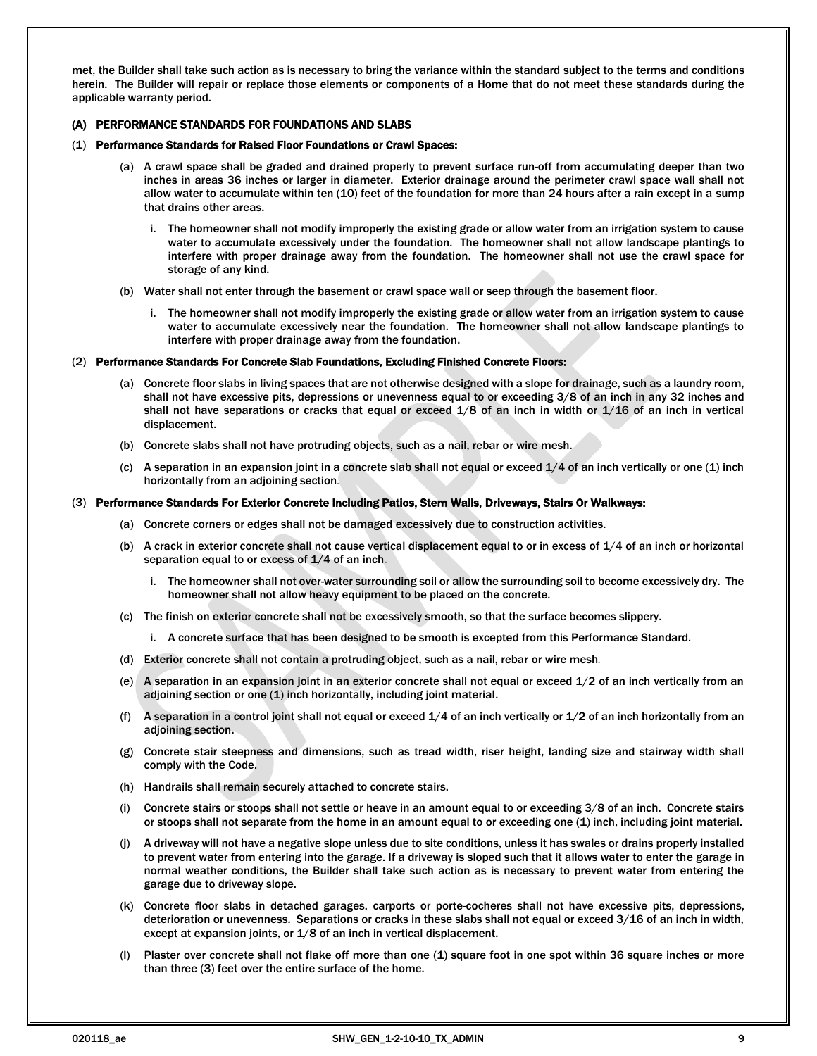met, the Builder shall take such action as is necessary to bring the variance within the standard subject to the terms and conditions herein. The Builder will repair or replace those elements or components of a Home that do not meet these standards during the applicable warranty period.

### (A) PERFORMANCE STANDARDS FOR FOUNDATIONS AND SLABS

#### (1) Performance Standards for Raised Floor Foundations or Crawl Spaces:

(a) A crawl space shall be graded and drained properly to prevent surface run-off from accumulating deeper than two inches in areas 36 inches or larger in diameter. Exterior drainage around the perimeter crawl space wall shall not allow water to accumulate within ten (10) feet of the foundation for more than 24 hours after a rain except in a sump that drains other areas.

i. The homeowner shall not modify improperly the existing grade or allow water from an irrigation system to cause water to accumulate excessively under the foundation. The homeowner shall not allow landscape plantings to interfere with proper drainage away from the foundation. The homeowner shall not use the crawl space for storage of any kind.

(b) Water shall not enter through the basement or crawl space wall or seep through the basement floor.

i. The homeowner shall not modify improperly the existing grade or allow water from an irrigation system to cause water to accumulate excessively near the foundation. The homeowner shall not allow landscape plantings to interfere with proper drainage away from the foundation.

#### (2) Performance Standards For Concrete Slab Foundations, Excluding Finished Concrete Floors:

(a) Concrete floor slabs in living spaces that are not otherwise designed with a slope for drainage, such as a laundry room, shall not have excessive pits, depressions or unevenness equal to or exceeding 3/8 of an inch in any 32 inches and shall not have separations or cracks that equal or exceed 1/8 of an inch in width or 1/16 of an inch in vertical displacement.

(b) Concrete slabs shall not have protruding objects, such as a nail, rebar or wire mesh.

(c) A separation in an expansion joint in a concrete slab shall not equal or exceed 1/4 of an inch vertically or one (1) inch horizontally from an adjoining section.

#### (3) Performance Standards For Exterior Concrete Including Patios, Stem Walls, Driveways, Stairs Or Walkways:

(a) Concrete corners or edges shall not be damaged excessively due to construction activities.

(b) A crack in exterior concrete shall not cause vertical displacement equal to or in excess of 1/4 of an inch or horizontal separation equal to or excess of 1/4 of an inch.

i. The homeowner shall not over-water surrounding soil or allow the surrounding soil to become excessively dry. The homeowner shall not allow heavy equipment to be placed on the concrete.

(c) The finish on exterior concrete shall not be excessively smooth, so that the surface becomes slippery.

i. A concrete surface that has been designed to be smooth is excepted from this Performance Standard.

(d) Exterior concrete shall not contain a protruding object, such as a nail, rebar or wire mesh.

(e) A separation in an expansion joint in an exterior concrete shall not equal or exceed 1/2 of an inch vertically from an adjoining section or one (1) inch horizontally, including joint material.

(f) A separation in a control joint shall not equal or exceed 1/4 of an inch vertically or 1/2 of an inch horizontally from an adjoining section.

(g) Concrete stair steepness and dimensions, such as tread width, riser height, landing size and stairway width shall comply with the Code.

(h) Handrails shall remain securely attached to concrete stairs.

(i) Concrete stairs or stoops shall not settle or heave in an amount equal to or exceeding 3/8 of an inch. Concrete stairs or stoops shall not separate from the home in an amount equal to or exceeding one (1) inch, including joint material.

(j) A driveway will not have a negative slope unless due to site conditions, unless it has swales or drains properly installed to prevent water from entering into the garage. If a driveway is sloped such that it allows water to enter the garage in normal weather conditions, the Builder shall take such action as is necessary to prevent water from entering the garage due to driveway slope.

(k) Concrete floor slabs in detached garages, carports or porte-cocheres shall not have excessive pits, depressions, deterioration or unevenness. Separations or cracks in these slabs shall not equal or exceed 3/16 of an inch in width, except at expansion joints, or 1/8 of an inch in vertical displacement.

(l) Plaster over concrete shall not flake off more than one (1) square foot in one spot within 36 square inches or more than three (3) feet over the entire surface of the home.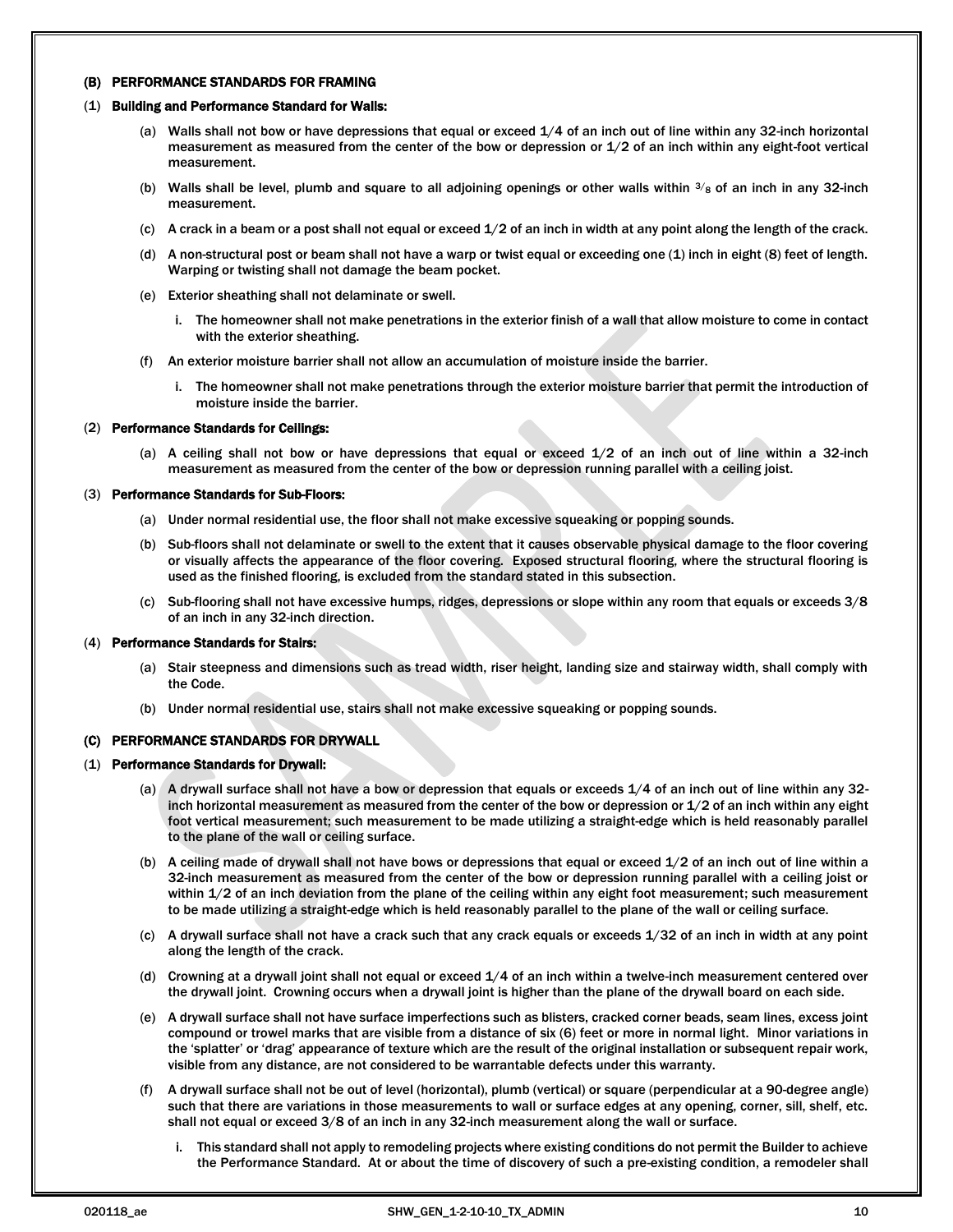#### (B) PERFORMANCE STANDARDS FOR FRAMING

(1) **Building and Performance Standard for Walls:**

- (a) Walls shall not bow or have depressions that equal or exceed 1/4 of an inch out of line within any 32-inch horizontal measurement as measured from the center of the bow or depression or 1/2 of an inch within any eight-foot vertical measurement.
- (b) Walls shall be level, plumb and square to all adjoining openings or other walls within 3/8 of an inch in any 32-inch measurement.
- (c) A crack in a beam or a post shall not equal or exceed 1/2 of an inch in width at any point along the length of the crack.
- (d) A non-structural post or beam shall not have a warp or twist equal or exceeding one (1) inch in eight (8) feet of length. Warping or twisting shall not damage the beam pocket.
- (e) Exterior sheathing shall not delaminate or swell.
    - i. The homeowner shall not make penetrations in the exterior finish of a wall that allow moisture to come in contact with the exterior sheathing.
- (f) An exterior moisture barrier shall not allow an accumulation of moisture inside the barrier.
    - i. The homeowner shall not make penetrations through the exterior moisture barrier that permit the introduction of moisture inside the barrier.

(2) **Performance Standards for Ceilings:**

- (a) A ceiling shall not bow or have depressions that equal or exceed 1/2 of an inch out of line within a 32-inch measurement as measured from the center of the bow or depression running parallel with a ceiling joist.

(3) **Performance Standards for Sub-Floors:**

- (a) Under normal residential use, the floor shall not make excessive squeaking or popping sounds.
- (b) Sub-floors shall not delaminate or swell to the extent that it causes observable physical damage to the floor covering or visually affects the appearance of the floor covering. Exposed structural flooring, where the structural flooring is used as the finished flooring, is excluded from the standard stated in this subsection.
- (c) Sub-flooring shall not have excessive humps, ridges, depressions or slope within any room that equals or exceeds 3/8 of an inch in any 32-inch direction.

(4) **Performance Standards for Stairs:**

- (a) Stair steepness and dimensions such as tread width, riser height, landing size and stairway width, shall comply with the Code.
- (b) Under normal residential use, stairs shall not make excessive squeaking or popping sounds.

#### (C) PERFORMANCE STANDARDS FOR DRYWALL

(1) **Performance Standards for Drywall:**

- (a) A drywall surface shall not have a bow or depression that equals or exceeds 1/4 of an inch out of line within any 32-inch horizontal measurement as measured from the center of the bow or depression or 1/2 of an inch within any eight foot vertical measurement; such measurement to be made utilizing a straight-edge which is held reasonably parallel to the plane of the wall or ceiling surface.
- (b) A ceiling made of drywall shall not have bows or depressions that equal or exceed 1/2 of an inch out of line within a 32-inch measurement as measured from the center of the bow or depression running parallel with a ceiling joist or within 1/2 of an inch deviation from the plane of the ceiling within any eight foot measurement; such measurement to be made utilizing a straight-edge which is held reasonably parallel to the plane of the wall or ceiling surface.
- (c) A drywall surface shall not have a crack such that any crack equals or exceeds 1/32 of an inch in width at any point along the length of the crack.
- (d) Crowning at a drywall joint shall not equal or exceed 1/4 of an inch within a twelve-inch measurement centered over the drywall joint. Crowning occurs when a drywall joint is higher than the plane of the drywall board on each side.
- (e) A drywall surface shall not have surface imperfections such as blisters, cracked corner beads, seam lines, excess joint compound or trowel marks that are visible from a distance of six (6) feet or more in normal light. Minor variations in the 'splatter' or 'drag' appearance of texture which are the result of the original installation or subsequent repair work, visible from any distance, are not considered to be warrantable defects under this warranty.
- (f) A drywall surface shall not be out of level (horizontal), plumb (vertical) or square (perpendicular at a 90-degree angle) such that there are variations in those measurements to wall or surface edges at any opening, corner, sill, shelf, etc. shall not equal or exceed 3/8 of an inch in any 32-inch measurement along the wall or surface.
    - i. This standard shall not apply to remodeling projects where existing conditions do not permit the Builder to achieve the Performance Standard. At or about the time of discovery of such a pre-existing condition, a remodeler shall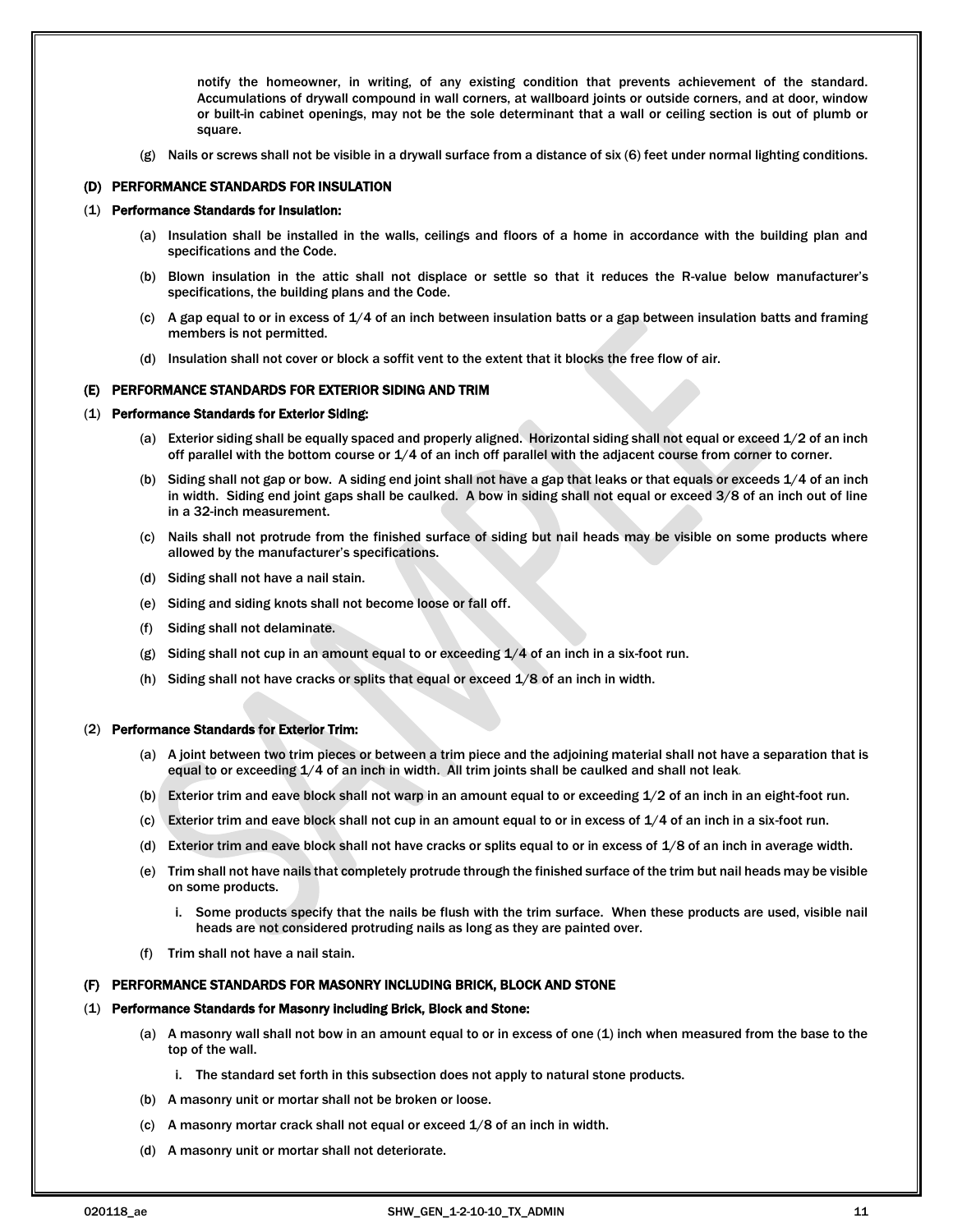notify the homeowner, in writing, of any existing condition that prevents achievement of the standard. Accumulations of drywall compound in wall corners, at wallboard joints or outside corners, and at door, window or built-in cabinet openings, may not be the sole determinant that a wall or ceiling section is out of plumb or square.

(g) Nails or screws shall not be visible in a drywall surface from a distance of six (6) feet under normal lighting conditions.

## (D) PERFORMANCE STANDARDS FOR INSULATION

### (1) Performance Standards for Insulation:

(a) Insulation shall be installed in the walls, ceilings and floors of a home in accordance with the building plan and specifications and the Code.

(b) Blown insulation in the attic shall not displace or settle so that it reduces the R-value below manufacturer's specifications, the building plans and the Code.

(c) A gap equal to or in excess of 1/4 of an inch between insulation batts or a gap between insulation batts and framing members is not permitted.

(d) Insulation shall not cover or block a soffit vent to the extent that it blocks the free flow of air.

## (E) PERFORMANCE STANDARDS FOR EXTERIOR SIDING AND TRIM

### (1) Performance Standards for Exterior Siding:

(a) Exterior siding shall be equally spaced and properly aligned. Horizontal siding shall not equal or exceed 1/2 of an inch off parallel with the bottom course or 1/4 of an inch off parallel with the adjacent course from corner to corner.

(b) Siding shall not gap or bow. A siding end joint shall not have a gap that leaks or that equals or exceeds 1/4 of an inch in width. Siding end joint gaps shall be caulked. A bow in siding shall not equal or exceed 3/8 of an inch out of line in a 32-inch measurement.

(c) Nails shall not protrude from the finished surface of siding but nail heads may be visible on some products where allowed by the manufacturer's specifications.

(d) Siding shall not have a nail stain.

(e) Siding and siding knots shall not become loose or fall off.

(f) Siding shall not delaminate.

(g) Siding shall not cup in an amount equal to or exceeding 1/4 of an inch in a six-foot run.

(h) Siding shall not have cracks or splits that equal or exceed 1/8 of an inch in width.

### (2) Performance Standards for Exterior Trim:

(a) A joint between two trim pieces or between a trim piece and the adjoining material shall not have a separation that is equal to or exceeding 1/4 of an inch in width. All trim joints shall be caulked and shall not leak.

(b) Exterior trim and eave block shall not warp in an amount equal to or exceeding 1/2 of an inch in an eight-foot run.

(c) Exterior trim and eave block shall not cup in an amount equal to or in excess of 1/4 of an inch in a six-foot run.

(d) Exterior trim and eave block shall not have cracks or splits equal to or in excess of 1/8 of an inch in average width.

(e) Trim shall not have nails that completely protrude through the finished surface of the trim but nail heads may be visible on some products.

   i. Some products specify that the nails be flush with the trim surface. When these products are used, visible nail heads are not considered protruding nails as long as they are painted over.

(f) Trim shall not have a nail stain.

## (F) PERFORMANCE STANDARDS FOR MASONRY INCLUDING BRICK, BLOCK AND STONE

### (1) Performance Standards for Masonry including Brick, Block and Stone:

(a) A masonry wall shall not bow in an amount equal to or in excess of one (1) inch when measured from the base to the top of the wall.

   i. The standard set forth in this subsection does not apply to natural stone products.

(b) A masonry unit or mortar shall not be broken or loose.

(c) A masonry mortar crack shall not equal or exceed 1/8 of an inch in width.

(d) A masonry unit or mortar shall not deteriorate.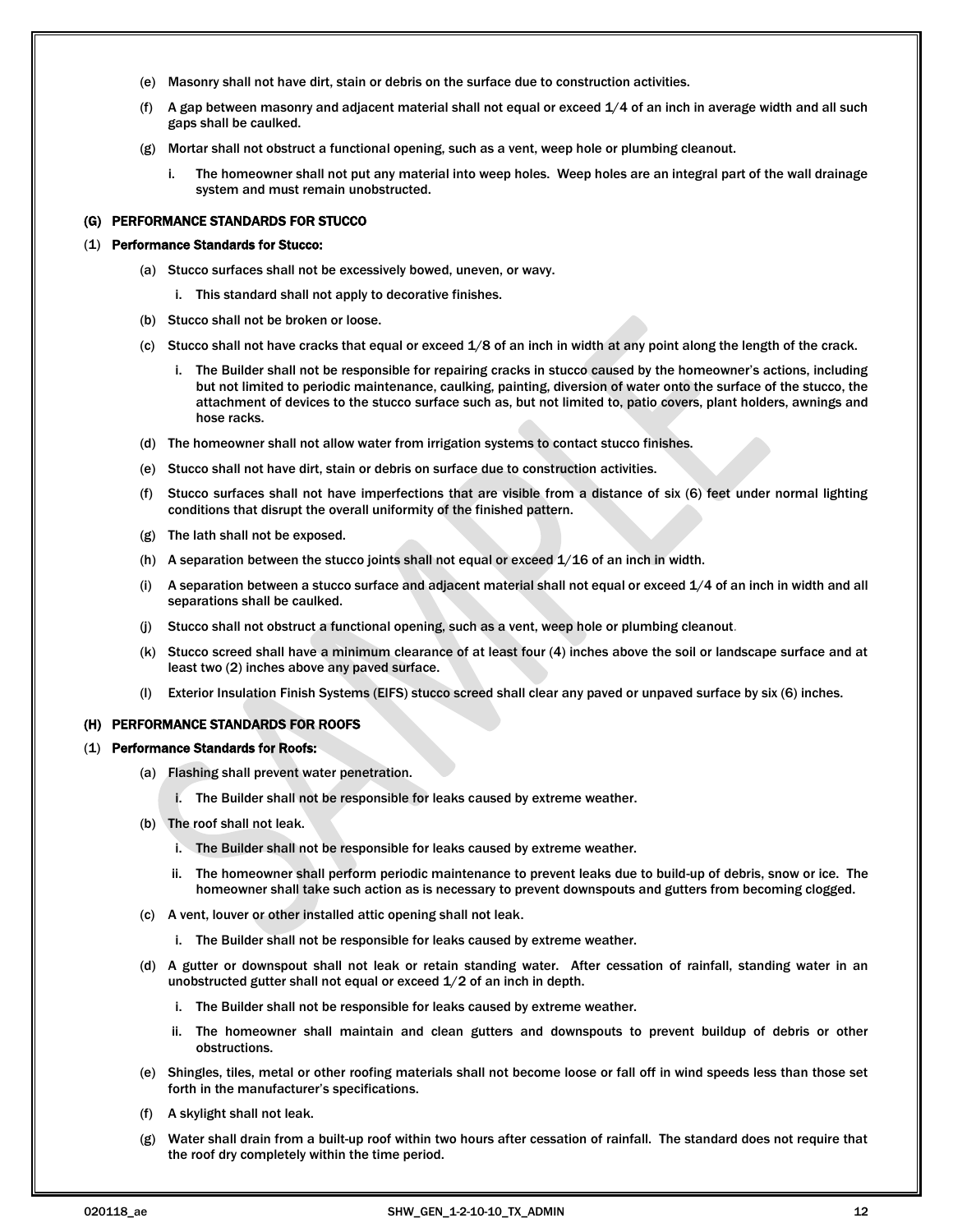(e) Masonry shall not have dirt, stain or debris on the surface due to construction activities.

(f) A gap between masonry and adjacent material shall not equal or exceed 1/4 of an inch in average width and all such gaps shall be caulked.

(g) Mortar shall not obstruct a functional opening, such as a vent, weep hole or plumbing cleanout.

i. The homeowner shall not put any material into weep holes. Weep holes are an integral part of the wall drainage system and must remain unobstructed.

## (G) PERFORMANCE STANDARDS FOR STUCCO

### (1) Performance Standards for Stucco:

(a) Stucco surfaces shall not be excessively bowed, uneven, or wavy.

i. This standard shall not apply to decorative finishes.

(b) Stucco shall not be broken or loose.

(c) Stucco shall not have cracks that equal or exceed 1/8 of an inch in width at any point along the length of the crack.

i. The Builder shall not be responsible for repairing cracks in stucco caused by the homeowner's actions, including but not limited to periodic maintenance, caulking, painting, diversion of water onto the surface of the stucco, the attachment of devices to the stucco surface such as, but not limited to, patio covers, plant holders, awnings and hose racks.

(d) The homeowner shall not allow water from irrigation systems to contact stucco finishes.

(e) Stucco shall not have dirt, stain or debris on surface due to construction activities.

(f) Stucco surfaces shall not have imperfections that are visible from a distance of six (6) feet under normal lighting conditions that disrupt the overall uniformity of the finished pattern.

(g) The lath shall not be exposed.

(h) A separation between the stucco joints shall not equal or exceed 1/16 of an inch in width.

(i) A separation between a stucco surface and adjacent material shall not equal or exceed 1/4 of an inch in width and all separations shall be caulked.

(j) Stucco shall not obstruct a functional opening, such as a vent, weep hole or plumbing cleanout.

(k) Stucco screed shall have a minimum clearance of at least four (4) inches above the soil or landscape surface and at least two (2) inches above any paved surface.

(l) Exterior Insulation Finish Systems (EIFS) stucco screed shall clear any paved or unpaved surface by six (6) inches.

## (H) PERFORMANCE STANDARDS FOR ROOFS

### (1) Performance Standards for Roofs:

(a) Flashing shall prevent water penetration.

i. The Builder shall not be responsible for leaks caused by extreme weather.

(b) The roof shall not leak.

i. The Builder shall not be responsible for leaks caused by extreme weather.

ii. The homeowner shall perform periodic maintenance to prevent leaks due to build-up of debris, snow or ice. The homeowner shall take such action as is necessary to prevent downspouts and gutters from becoming clogged.

(c) A vent, louver or other installed attic opening shall not leak.

i. The Builder shall not be responsible for leaks caused by extreme weather.

(d) A gutter or downspout shall not leak or retain standing water. After cessation of rainfall, standing water in an unobstructed gutter shall not equal or exceed 1/2 of an inch in depth.

i. The Builder shall not be responsible for leaks caused by extreme weather.

ii. The homeowner shall maintain and clean gutters and downspouts to prevent buildup of debris or other obstructions.

(e) Shingles, tiles, metal or other roofing materials shall not become loose or fall off in wind speeds less than those set forth in the manufacturer's specifications.

(f) A skylight shall not leak.

(g) Water shall drain from a built-up roof within two hours after cessation of rainfall. The standard does not require that the roof dry completely within the time period.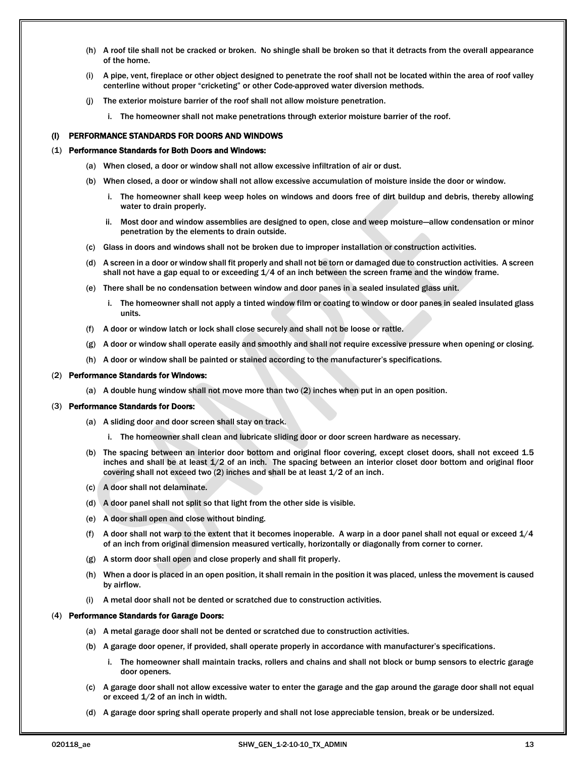(h) A roof tile shall not be cracked or broken. No shingle shall be broken so that it detracts from the overall appearance of the home.

(i) A pipe, vent, fireplace or other object designed to penetrate the roof shall not be located within the area of roof valley centerline without proper “cricketing” or other Code-approved water diversion methods.

(j) The exterior moisture barrier of the roof shall not allow moisture penetration.

i. The homeowner shall not make penetrations through exterior moisture barrier of the roof.

## (I) PERFORMANCE STANDARDS FOR DOORS AND WINDOWS

### (1) Performance Standards for Both Doors and Windows:

(a) When closed, a door or window shall not allow excessive infiltration of air or dust.

(b) When closed, a door or window shall not allow excessive accumulation of moisture inside the door or window.

i. The homeowner shall keep weep holes on windows and doors free of dirt buildup and debris, thereby allowing water to drain properly.

ii. Most door and window assemblies are designed to open, close and weep moisture—allow condensation or minor penetration by the elements to drain outside.

(c) Glass in doors and windows shall not be broken due to improper installation or construction activities.

(d) A screen in a door or window shall fit properly and shall not be torn or damaged due to construction activities. A screen shall not have a gap equal to or exceeding 1/4 of an inch between the screen frame and the window frame.

(e) There shall be no condensation between window and door panes in a sealed insulated glass unit.

i. The homeowner shall not apply a tinted window film or coating to window or door panes in sealed insulated glass units.

(f) A door or window latch or lock shall close securely and shall not be loose or rattle.

(g) A door or window shall operate easily and smoothly and shall not require excessive pressure when opening or closing.

(h) A door or window shall be painted or stained according to the manufacturer’s specifications.

### (2) Performance Standards for Windows:

(a) A double hung window shall not move more than two (2) inches when put in an open position.

### (3) Performance Standards for Doors:

(a) A sliding door and door screen shall stay on track.

i. The homeowner shall clean and lubricate sliding door or door screen hardware as necessary.

(b) The spacing between an interior door bottom and original floor covering, except closet doors, shall not exceed 1.5 inches and shall be at least 1/2 of an inch. The spacing between an interior closet door bottom and original floor covering shall not exceed two (2) inches and shall be at least 1/2 of an inch.

(c) A door shall not delaminate.

(d) A door panel shall not split so that light from the other side is visible.

(e) A door shall open and close without binding.

(f) A door shall not warp to the extent that it becomes inoperable. A warp in a door panel shall not equal or exceed 1/4 of an inch from original dimension measured vertically, horizontally or diagonally from corner to corner.

(g) A storm door shall open and close properly and shall fit properly.

(h) When a door is placed in an open position, it shall remain in the position it was placed, unless the movement is caused by airflow.

(i) A metal door shall not be dented or scratched due to construction activities.

### (4) Performance Standards for Garage Doors:

(a) A metal garage door shall not be dented or scratched due to construction activities.

(b) A garage door opener, if provided, shall operate properly in accordance with manufacturer’s specifications.

i. The homeowner shall maintain tracks, rollers and chains and shall not block or bump sensors to electric garage door openers.

(c) A garage door shall not allow excessive water to enter the garage and the gap around the garage door shall not equal or exceed 1/2 of an inch in width.

(d) A garage door spring shall operate properly and shall not lose appreciable tension, break or be undersized.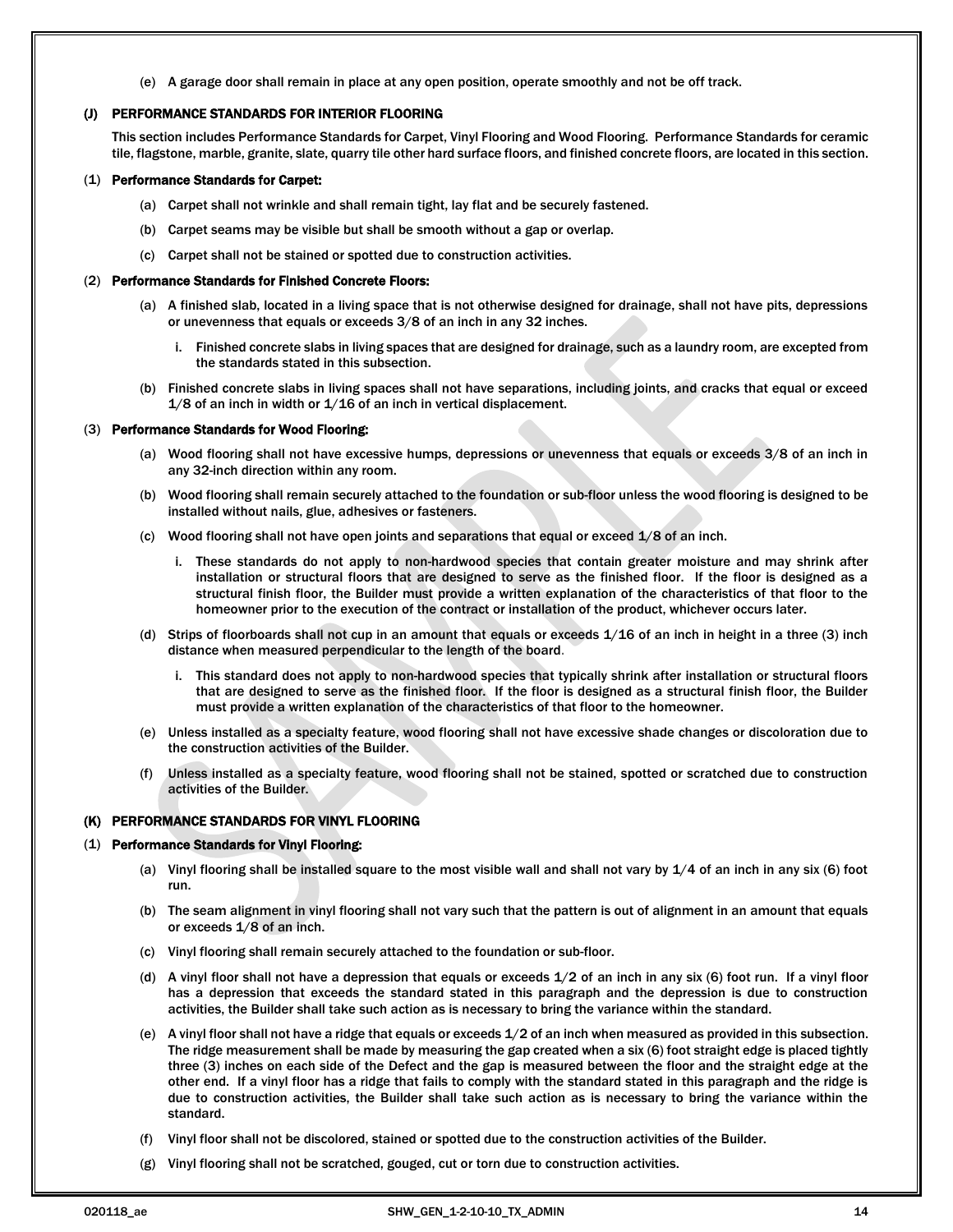(e) A garage door shall remain in place at any open position, operate smoothly and not be off track.

## (J) PERFORMANCE STANDARDS FOR INTERIOR FLOORING

This section includes Performance Standards for Carpet, Vinyl Flooring and Wood Flooring. Performance Standards for ceramic tile, flagstone, marble, granite, slate, quarry tile other hard surface floors, and finished concrete floors, are located in this section.

### (1) Performance Standards for Carpet:

(a) Carpet shall not wrinkle and shall remain tight, lay flat and be securely fastened.

(b) Carpet seams may be visible but shall be smooth without a gap or overlap.

(c) Carpet shall not be stained or spotted due to construction activities.

### (2) Performance Standards for Finished Concrete Floors:

(a) A finished slab, located in a living space that is not otherwise designed for drainage, shall not have pits, depressions or unevenness that equals or exceeds 3/8 of an inch in any 32 inches.

i. Finished concrete slabs in living spaces that are designed for drainage, such as a laundry room, are excepted from the standards stated in this subsection.

(b) Finished concrete slabs in living spaces shall not have separations, including joints, and cracks that equal or exceed 1/8 of an inch in width or 1/16 of an inch in vertical displacement.

### (3) Performance Standards for Wood Flooring:

(a) Wood flooring shall not have excessive humps, depressions or unevenness that equals or exceeds 3/8 of an inch in any 32-inch direction within any room.

(b) Wood flooring shall remain securely attached to the foundation or sub-floor unless the wood flooring is designed to be installed without nails, glue, adhesives or fasteners.

(c) Wood flooring shall not have open joints and separations that equal or exceed 1/8 of an inch.

i. These standards do not apply to non-hardwood species that contain greater moisture and may shrink after installation or structural floors that are designed to serve as the finished floor. If the floor is designed as a structural finish floor, the Builder must provide a written explanation of the characteristics of that floor to the homeowner prior to the execution of the contract or installation of the product, whichever occurs later.

(d) Strips of floorboards shall not cup in an amount that equals or exceeds 1/16 of an inch in height in a three (3) inch distance when measured perpendicular to the length of the board.

i. This standard does not apply to non-hardwood species that typically shrink after installation or structural floors that are designed to serve as the finished floor. If the floor is designed as a structural finish floor, the Builder must provide a written explanation of the characteristics of that floor to the homeowner.

(e) Unless installed as a specialty feature, wood flooring shall not have excessive shade changes or discoloration due to the construction activities of the Builder.

(f) Unless installed as a specialty feature, wood flooring shall not be stained, spotted or scratched due to construction activities of the Builder.

## (K) PERFORMANCE STANDARDS FOR VINYL FLOORING

### (1) Performance Standards for Vinyl Flooring:

(a) Vinyl flooring shall be installed square to the most visible wall and shall not vary by 1/4 of an inch in any six (6) foot run.

(b) The seam alignment in vinyl flooring shall not vary such that the pattern is out of alignment in an amount that equals or exceeds 1/8 of an inch.

(c) Vinyl flooring shall remain securely attached to the foundation or sub-floor.

(d) A vinyl floor shall not have a depression that equals or exceeds 1/2 of an inch in any six (6) foot run. If a vinyl floor has a depression that exceeds the standard stated in this paragraph and the depression is due to construction activities, the Builder shall take such action as is necessary to bring the variance within the standard.

(e) A vinyl floor shall not have a ridge that equals or exceeds 1/2 of an inch when measured as provided in this subsection. The ridge measurement shall be made by measuring the gap created when a six (6) foot straight edge is placed tightly three (3) inches on each side of the Defect and the gap is measured between the floor and the straight edge at the other end. If a vinyl floor has a ridge that fails to comply with the standard stated in this paragraph and the ridge is due to construction activities, the Builder shall take such action as is necessary to bring the variance within the standard.

(f) Vinyl floor shall not be discolored, stained or spotted due to the construction activities of the Builder.

(g) Vinyl flooring shall not be scratched, gouged, cut or torn due to construction activities.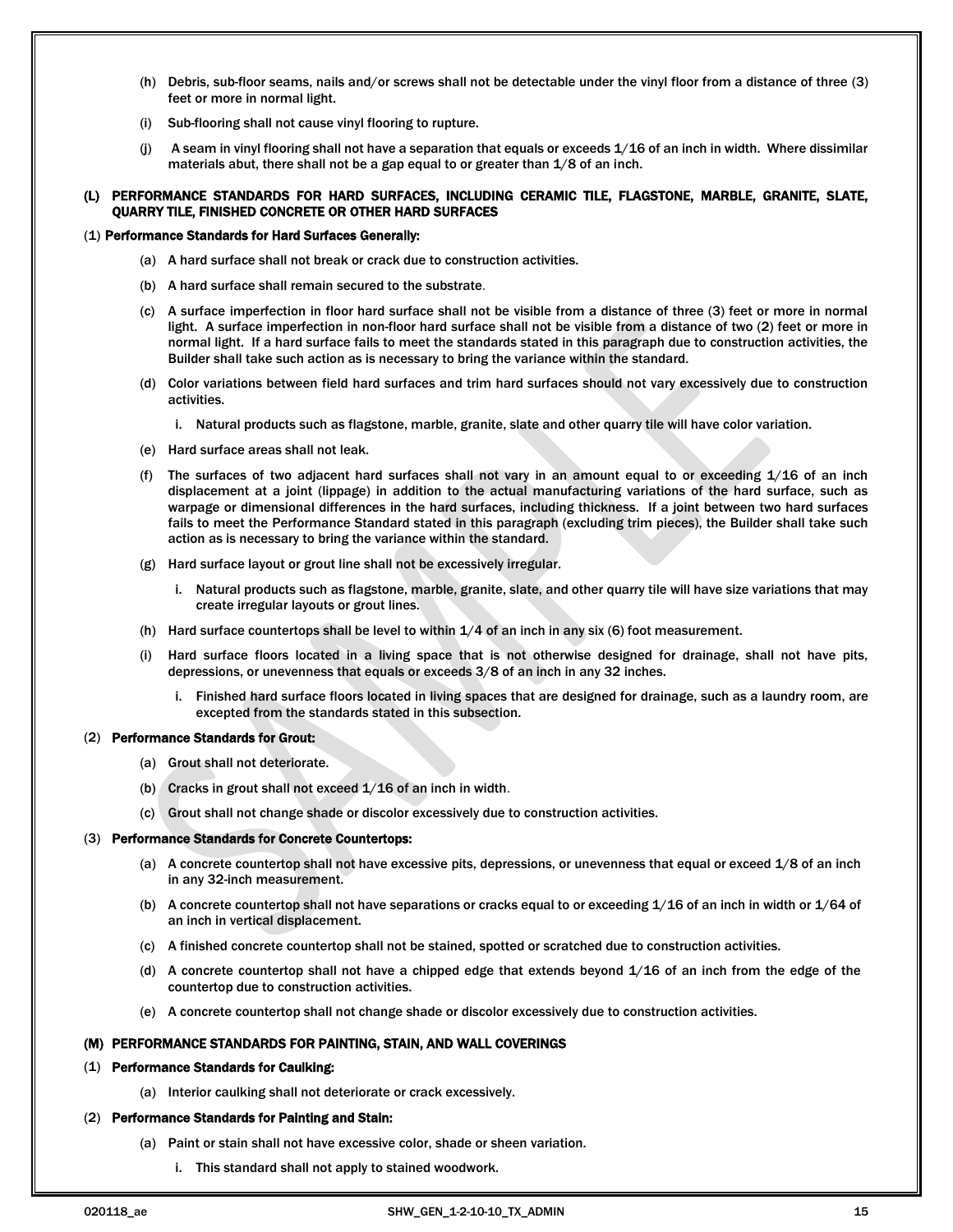(h) Debris, sub-floor seams, nails and/or screws shall not be detectable under the vinyl floor from a distance of three (3) feet or more in normal light.

(i) Sub-flooring shall not cause vinyl flooring to rupture.

(j) A seam in vinyl flooring shall not have a separation that equals or exceeds 1/16 of an inch in width. Where dissimilar materials abut, there shall not be a gap equal to or greater than 1/8 of an inch.

**(L) PERFORMANCE STANDARDS FOR HARD SURFACES, INCLUDING CERAMIC TILE, FLAGSTONE, MARBLE, GRANITE, SLATE, QUARRY TILE, FINISHED CONCRETE OR OTHER HARD SURFACES**

(1) **Performance Standards for Hard Surfaces Generally:**

(a) A hard surface shall not break or crack due to construction activities.

(b) A hard surface shall remain secured to the substrate.

(c) A surface imperfection in floor hard surface shall not be visible from a distance of three (3) feet or more in normal light. A surface imperfection in non-floor hard surface shall not be visible from a distance of two (2) feet or more in normal light. If a hard surface fails to meet the standards stated in this paragraph due to construction activities, the Builder shall take such action as is necessary to bring the variance within the standard.

(d) Color variations between field hard surfaces and trim hard surfaces should not vary excessively due to construction activities.

i. Natural products such as flagstone, marble, granite, slate and other quarry tile will have color variation.

(e) Hard surface areas shall not leak.

(f) The surfaces of two adjacent hard surfaces shall not vary in an amount equal to or exceeding 1/16 of an inch displacement at a joint (lippage) in addition to the actual manufacturing variations of the hard surface, such as warpage or dimensional differences in the hard surfaces, including thickness. If a joint between two hard surfaces fails to meet the Performance Standard stated in this paragraph (excluding trim pieces), the Builder shall take such action as is necessary to bring the variance within the standard.

(g) Hard surface layout or grout line shall not be excessively irregular.

i. Natural products such as flagstone, marble, granite, slate, and other quarry tile will have size variations that may create irregular layouts or grout lines.

(h) Hard surface countertops shall be level to within 1/4 of an inch in any six (6) foot measurement.

(i) Hard surface floors located in a living space that is not otherwise designed for drainage, shall not have pits, depressions, or unevenness that equals or exceeds 3/8 of an inch in any 32 inches.

i. Finished hard surface floors located in living spaces that are designed for drainage, such as a laundry room, are excepted from the standards stated in this subsection.

(2) **Performance Standards for Grout:**

(a) Grout shall not deteriorate.

(b) Cracks in grout shall not exceed 1/16 of an inch in width.

(c) Grout shall not change shade or discolor excessively due to construction activities.

(3) **Performance Standards for Concrete Countertops:**

(a) A concrete countertop shall not have excessive pits, depressions, or unevenness that equal or exceed 1/8 of an inch in any 32-inch measurement.

(b) A concrete countertop shall not have separations or cracks equal to or exceeding 1/16 of an inch in width or 1/64 of an inch in vertical displacement.

(c) A finished concrete countertop shall not be stained, spotted or scratched due to construction activities.

(d) A concrete countertop shall not have a chipped edge that extends beyond 1/16 of an inch from the edge of the countertop due to construction activities.

(e) A concrete countertop shall not change shade or discolor excessively due to construction activities.

**(M) PERFORMANCE STANDARDS FOR PAINTING, STAIN, AND WALL COVERINGS**

(1) **Performance Standards for Caulking:**

(a) Interior caulking shall not deteriorate or crack excessively.

(2) **Performance Standards for Painting and Stain:**

(a) Paint or stain shall not have excessive color, shade or sheen variation.

i. This standard shall not apply to stained woodwork.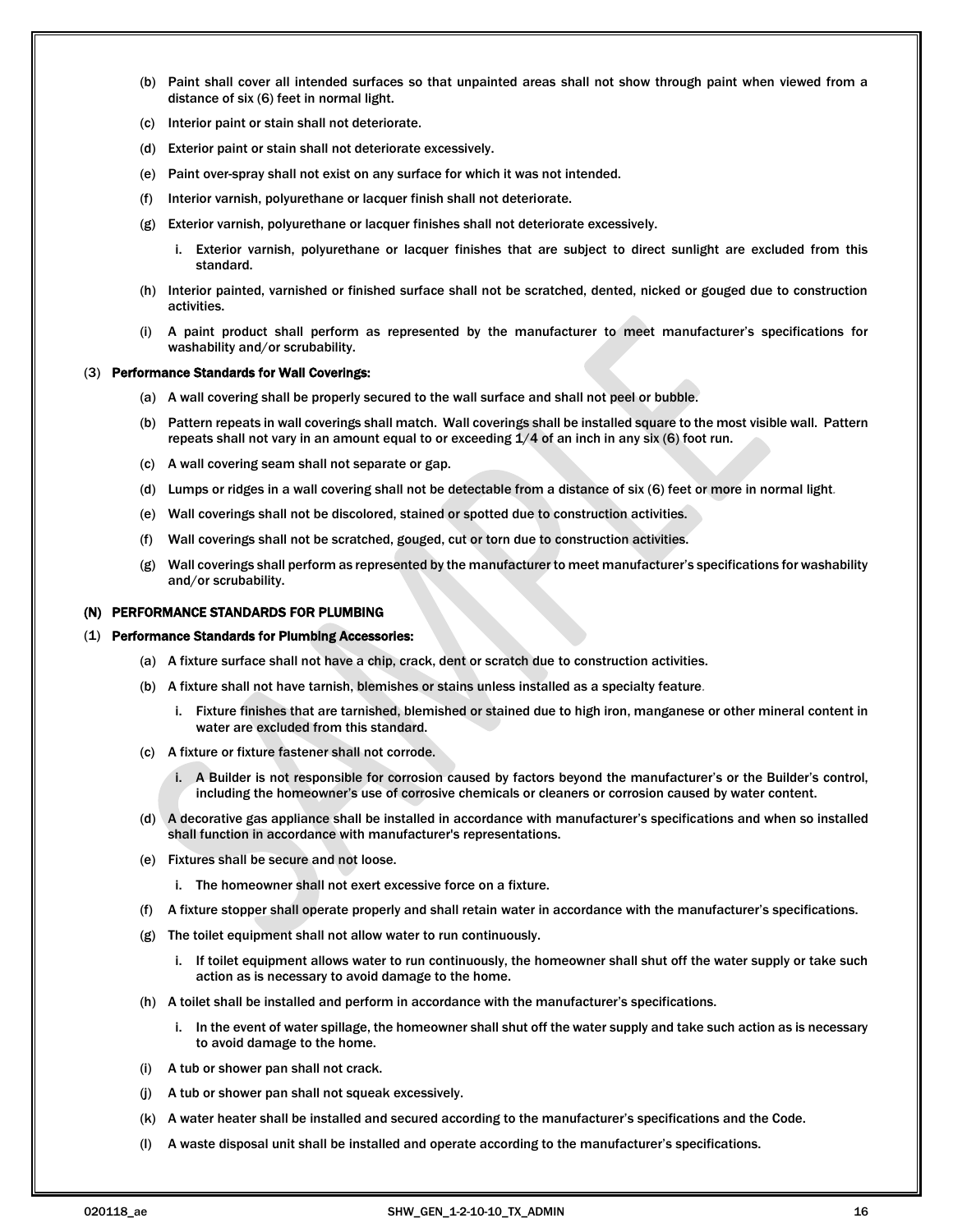(b) Paint shall cover all intended surfaces so that unpainted areas shall not show through paint when viewed from a distance of six (6) feet in normal light.

(c) Interior paint or stain shall not deteriorate.

(d) Exterior paint or stain shall not deteriorate excessively.

(e) Paint over-spray shall not exist on any surface for which it was not intended.

(f) Interior varnish, polyurethane or lacquer finish shall not deteriorate.

(g) Exterior varnish, polyurethane or lacquer finishes shall not deteriorate excessively.

i. Exterior varnish, polyurethane or lacquer finishes that are subject to direct sunlight are excluded from this standard.

(h) Interior painted, varnished or finished surface shall not be scratched, dented, nicked or gouged due to construction activities.

(i) A paint product shall perform as represented by the manufacturer to meet manufacturer's specifications for washability and/or scrubability.

(3) **Performance Standards for Wall Coverings:**

(a) A wall covering shall be properly secured to the wall surface and shall not peel or bubble.

(b) Pattern repeats in wall coverings shall match. Wall coverings shall be installed square to the most visible wall. Pattern repeats shall not vary in an amount equal to or exceeding 1/4 of an inch in any six (6) foot run.

(c) A wall covering seam shall not separate or gap.

(d) Lumps or ridges in a wall covering shall not be detectable from a distance of six (6) feet or more in normal light.

(e) Wall coverings shall not be discolored, stained or spotted due to construction activities.

(f) Wall coverings shall not be scratched, gouged, cut or torn due to construction activities.

(g) Wall coverings shall perform as represented by the manufacturer to meet manufacturer's specifications for washability and/or scrubability.

**(N) PERFORMANCE STANDARDS FOR PLUMBING**

(1) **Performance Standards for Plumbing Accessories:**

(a) A fixture surface shall not have a chip, crack, dent or scratch due to construction activities.

(b) A fixture shall not have tarnish, blemishes or stains unless installed as a specialty feature.

i. Fixture finishes that are tarnished, blemished or stained due to high iron, manganese or other mineral content in water are excluded from this standard.

(c) A fixture or fixture fastener shall not corrode.

i. A Builder is not responsible for corrosion caused by factors beyond the manufacturer's or the Builder's control, including the homeowner's use of corrosive chemicals or cleaners or corrosion caused by water content.

(d) A decorative gas appliance shall be installed in accordance with manufacturer's specifications and when so installed shall function in accordance with manufacturer's representations.

(e) Fixtures shall be secure and not loose.

i. The homeowner shall not exert excessive force on a fixture.

(f) A fixture stopper shall operate properly and shall retain water in accordance with the manufacturer's specifications.

(g) The toilet equipment shall not allow water to run continuously.

i. If toilet equipment allows water to run continuously, the homeowner shall shut off the water supply or take such action as is necessary to avoid damage to the home.

(h) A toilet shall be installed and perform in accordance with the manufacturer's specifications.

i. In the event of water spillage, the homeowner shall shut off the water supply and take such action as is necessary to avoid damage to the home.

(i) A tub or shower pan shall not crack.

(j) A tub or shower pan shall not squeak excessively.

(k) A water heater shall be installed and secured according to the manufacturer's specifications and the Code.

(l) A waste disposal unit shall be installed and operate according to the manufacturer's specifications.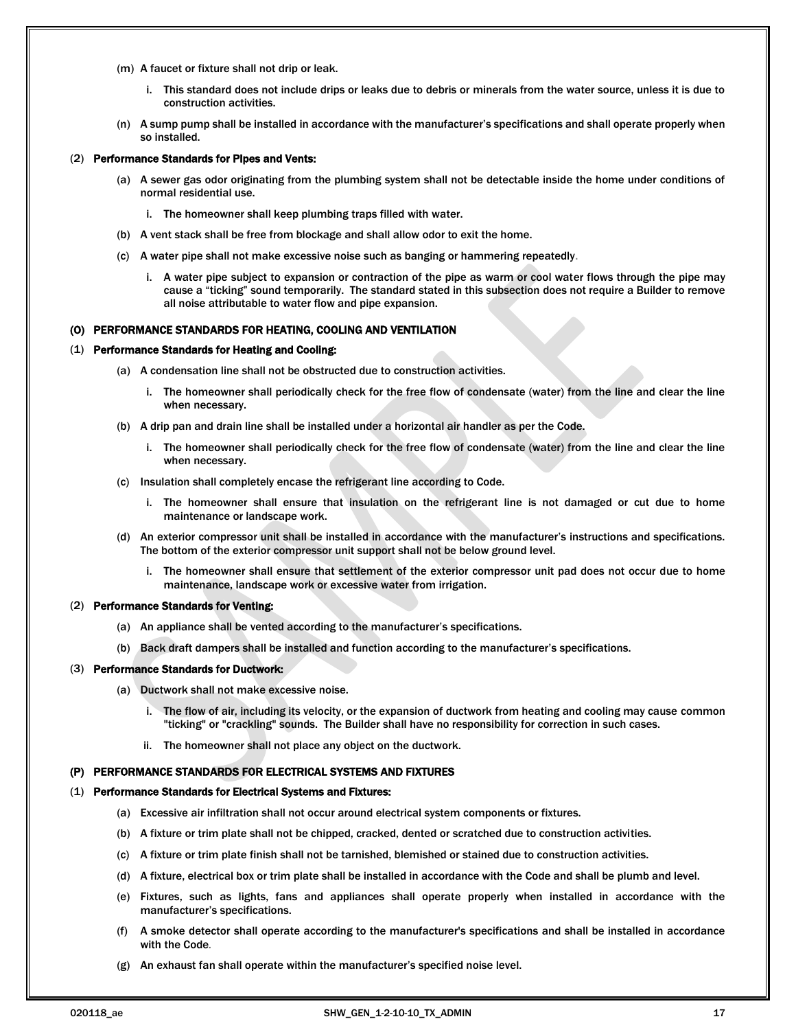(m) A faucet or fixture shall not drip or leak.

   i. This standard does not include drips or leaks due to debris or minerals from the water source, unless it is due to construction activities.

(n) A sump pump shall be installed in accordance with the manufacturer's specifications and shall operate properly when so installed.

(2) **Performance Standards for Pipes and Vents:**

(a) A sewer gas odor originating from the plumbing system shall not be detectable inside the home under conditions of normal residential use.

   i. The homeowner shall keep plumbing traps filled with water.

(b) A vent stack shall be free from blockage and shall allow odor to exit the home.

(c) A water pipe shall not make excessive noise such as banging or hammering repeatedly.

   i. A water pipe subject to expansion or contraction of the pipe as warm or cool water flows through the pipe may cause a "ticking" sound temporarily. The standard stated in this subsection does not require a Builder to remove all noise attributable to water flow and pipe expansion.

## (O) PERFORMANCE STANDARDS FOR HEATING, COOLING AND VENTILATION

(1) **Performance Standards for Heating and Cooling:**

(a) A condensation line shall not be obstructed due to construction activities.

   i. The homeowner shall periodically check for the free flow of condensate (water) from the line and clear the line when necessary.

(b) A drip pan and drain line shall be installed under a horizontal air handler as per the Code.

   i. The homeowner shall periodically check for the free flow of condensate (water) from the line and clear the line when necessary.

(c) Insulation shall completely encase the refrigerant line according to Code.

   i. The homeowner shall ensure that insulation on the refrigerant line is not damaged or cut due to home maintenance or landscape work.

(d) An exterior compressor unit shall be installed in accordance with the manufacturer's instructions and specifications. The bottom of the exterior compressor unit support shall not be below ground level.

   i. The homeowner shall ensure that settlement of the exterior compressor unit pad does not occur due to home maintenance, landscape work or excessive water from irrigation.

(2) **Performance Standards for Venting:**

(a) An appliance shall be vented according to the manufacturer's specifications.

(b) Back draft dampers shall be installed and function according to the manufacturer's specifications.

(3) **Performance Standards for Ductwork:**

(a) Ductwork shall not make excessive noise.

   i. The flow of air, including its velocity, or the expansion of ductwork from heating and cooling may cause common "ticking" or "crackling" sounds. The Builder shall have no responsibility for correction in such cases.

   ii. The homeowner shall not place any object on the ductwork.

## (P) PERFORMANCE STANDARDS FOR ELECTRICAL SYSTEMS AND FIXTURES

(1) **Performance Standards for Electrical Systems and Fixtures:**

(a) Excessive air infiltration shall not occur around electrical system components or fixtures.

(b) A fixture or trim plate shall not be chipped, cracked, dented or scratched due to construction activities.

(c) A fixture or trim plate finish shall not be tarnished, blemished or stained due to construction activities.

(d) A fixture, electrical box or trim plate shall be installed in accordance with the Code and shall be plumb and level.

(e) Fixtures, such as lights, fans and appliances shall operate properly when installed in accordance with the manufacturer's specifications.

(f) A smoke detector shall operate according to the manufacturer's specifications and shall be installed in accordance with the Code.

(g) An exhaust fan shall operate within the manufacturer's specified noise level.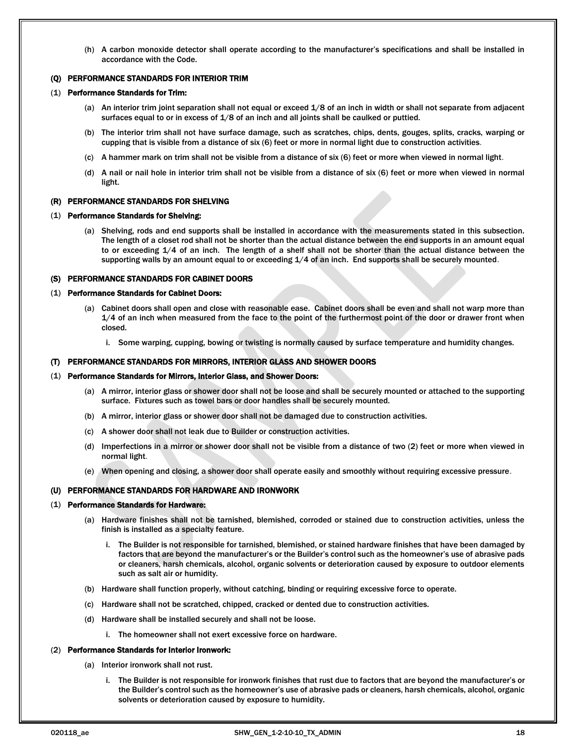(h) A carbon monoxide detector shall operate according to the manufacturer's specifications and shall be installed in accordance with the Code.

## (Q) PERFORMANCE STANDARDS FOR INTERIOR TRIM

### (1) Performance Standards for Trim:

(a) An interior trim joint separation shall not equal or exceed 1/8 of an inch in width or shall not separate from adjacent surfaces equal to or in excess of 1/8 of an inch and all joints shall be caulked or puttied.

(b) The interior trim shall not have surface damage, such as scratches, chips, dents, gouges, splits, cracks, warping or cupping that is visible from a distance of six (6) feet or more in normal light due to construction activities.

(c) A hammer mark on trim shall not be visible from a distance of six (6) feet or more when viewed in normal light.

(d) A nail or nail hole in interior trim shall not be visible from a distance of six (6) feet or more when viewed in normal light.

## (R) PERFORMANCE STANDARDS FOR SHELVING

### (1) Performance Standards for Shelving:

(a) Shelving, rods and end supports shall be installed in accordance with the measurements stated in this subsection. The length of a closet rod shall not be shorter than the actual distance between the end supports in an amount equal to or exceeding 1/4 of an inch. The length of a shelf shall not be shorter than the actual distance between the supporting walls by an amount equal to or exceeding 1/4 of an inch. End supports shall be securely mounted.

## (S) PERFORMANCE STANDARDS FOR CABINET DOORS

### (1) Performance Standards for Cabinet Doors:

(a) Cabinet doors shall open and close with reasonable ease. Cabinet doors shall be even and shall not warp more than 1/4 of an inch when measured from the face to the point of the furthermost point of the door or drawer front when closed.

i. Some warping, cupping, bowing or twisting is normally caused by surface temperature and humidity changes.

## (T) PERFORMANCE STANDARDS FOR MIRRORS, INTERIOR GLASS AND SHOWER DOORS

### (1) Performance Standards for Mirrors, Interior Glass, and Shower Doors:

(a) A mirror, interior glass or shower door shall not be loose and shall be securely mounted or attached to the supporting surface. Fixtures such as towel bars or door handles shall be securely mounted.

(b) A mirror, interior glass or shower door shall not be damaged due to construction activities.

(c) A shower door shall not leak due to Builder or construction activities.

(d) Imperfections in a mirror or shower door shall not be visible from a distance of two (2) feet or more when viewed in normal light.

(e) When opening and closing, a shower door shall operate easily and smoothly without requiring excessive pressure.

## (U) PERFORMANCE STANDARDS FOR HARDWARE AND IRONWORK

### (1) Performance Standards for Hardware:

(a) Hardware finishes shall not be tarnished, blemished, corroded or stained due to construction activities, unless the finish is installed as a specialty feature.

i. The Builder is not responsible for tarnished, blemished, or stained hardware finishes that have been damaged by factors that are beyond the manufacturer's or the Builder's control such as the homeowner's use of abrasive pads or cleaners, harsh chemicals, alcohol, organic solvents or deterioration caused by exposure to outdoor elements such as salt air or humidity.

(b) Hardware shall function properly, without catching, binding or requiring excessive force to operate.

(c) Hardware shall not be scratched, chipped, cracked or dented due to construction activities.

(d) Hardware shall be installed securely and shall not be loose.

i. The homeowner shall not exert excessive force on hardware.

### (2) Performance Standards for Interior Ironwork:

(a) Interior ironwork shall not rust.

i. The Builder is not responsible for ironwork finishes that rust due to factors that are beyond the manufacturer's or the Builder's control such as the homeowner's use of abrasive pads or cleaners, harsh chemicals, alcohol, organic solvents or deterioration caused by exposure to humidity.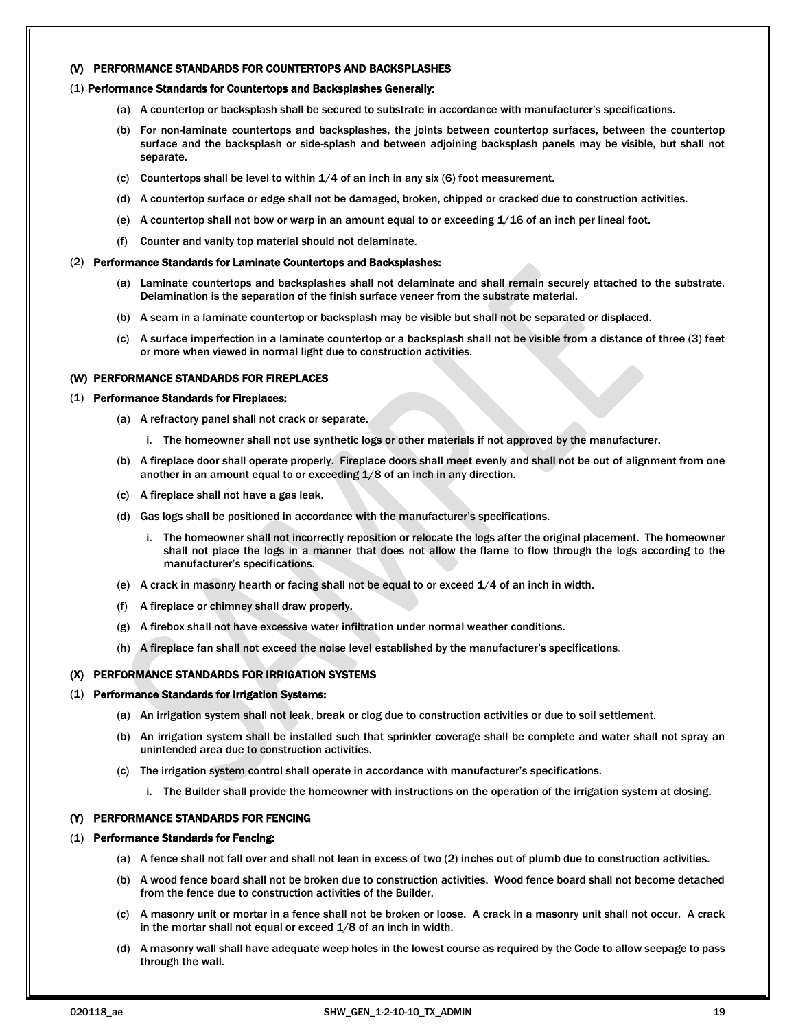### (V) PERFORMANCE STANDARDS FOR COUNTERTOPS AND BACKSPLASHES

**(1) Performance Standards for Countertops and Backsplashes Generally:**

(a) A countertop or backsplash shall be secured to substrate in accordance with manufacturer's specifications.

(b) For non-laminate countertops and backsplashes, the joints between countertop surfaces, between the countertop surface and the backsplash or side-splash and between adjoining backsplash panels may be visible, but shall not separate.

(c) Countertops shall be level to within 1/4 of an inch in any six (6) foot measurement.

(d) A countertop surface or edge shall not be damaged, broken, chipped or cracked due to construction activities.

(e) A countertop shall not bow or warp in an amount equal to or exceeding 1/16 of an inch per lineal foot.

(f) Counter and vanity top material should not delaminate.

**(2) Performance Standards for Laminate Countertops and Backsplashes:**

(a) Laminate countertops and backsplashes shall not delaminate and shall remain securely attached to the substrate. Delamination is the separation of the finish surface veneer from the substrate material.

(b) A seam in a laminate countertop or backsplash may be visible but shall not be separated or displaced.

(c) A surface imperfection in a laminate countertop or a backsplash shall not be visible from a distance of three (3) feet or more when viewed in normal light due to construction activities.

### (W) PERFORMANCE STANDARDS FOR FIREPLACES

**(1) Performance Standards for Fireplaces:**

(a) A refractory panel shall not crack or separate.

i. The homeowner shall not use synthetic logs or other materials if not approved by the manufacturer.

(b) A fireplace door shall operate properly. Fireplace doors shall meet evenly and shall not be out of alignment from one another in an amount equal to or exceeding 1/8 of an inch in any direction.

(c) A fireplace shall not have a gas leak.

(d) Gas logs shall be positioned in accordance with the manufacturer's specifications.

i. The homeowner shall not incorrectly reposition or relocate the logs after the original placement. The homeowner shall not place the logs in a manner that does not allow the flame to flow through the logs according to the manufacturer's specifications.

(e) A crack in masonry hearth or facing shall not be equal to or exceed 1/4 of an inch in width.

(f) A fireplace or chimney shall draw properly.

(g) A firebox shall not have excessive water infiltration under normal weather conditions.

(h) A fireplace fan shall not exceed the noise level established by the manufacturer's specifications.

### (X) PERFORMANCE STANDARDS FOR IRRIGATION SYSTEMS

**(1) Performance Standards for Irrigation Systems:**

(a) An irrigation system shall not leak, break or clog due to construction activities or due to soil settlement.

(b) An irrigation system shall be installed such that sprinkler coverage shall be complete and water shall not spray an unintended area due to construction activities.

(c) The irrigation system control shall operate in accordance with manufacturer's specifications.

i. The Builder shall provide the homeowner with instructions on the operation of the irrigation system at closing.

### (Y) PERFORMANCE STANDARDS FOR FENCING

**(1) Performance Standards for Fencing:**

(a) A fence shall not fall over and shall not lean in excess of two (2) inches out of plumb due to construction activities.

(b) A wood fence board shall not be broken due to construction activities. Wood fence board shall not become detached from the fence due to construction activities of the Builder.

(c) A masonry unit or mortar in a fence shall not be broken or loose. A crack in a masonry unit shall not occur. A crack in the mortar shall not equal or exceed 1/8 of an inch in width.

(d) A masonry wall shall have adequate weep holes in the lowest course as required by the Code to allow seepage to pass through the wall.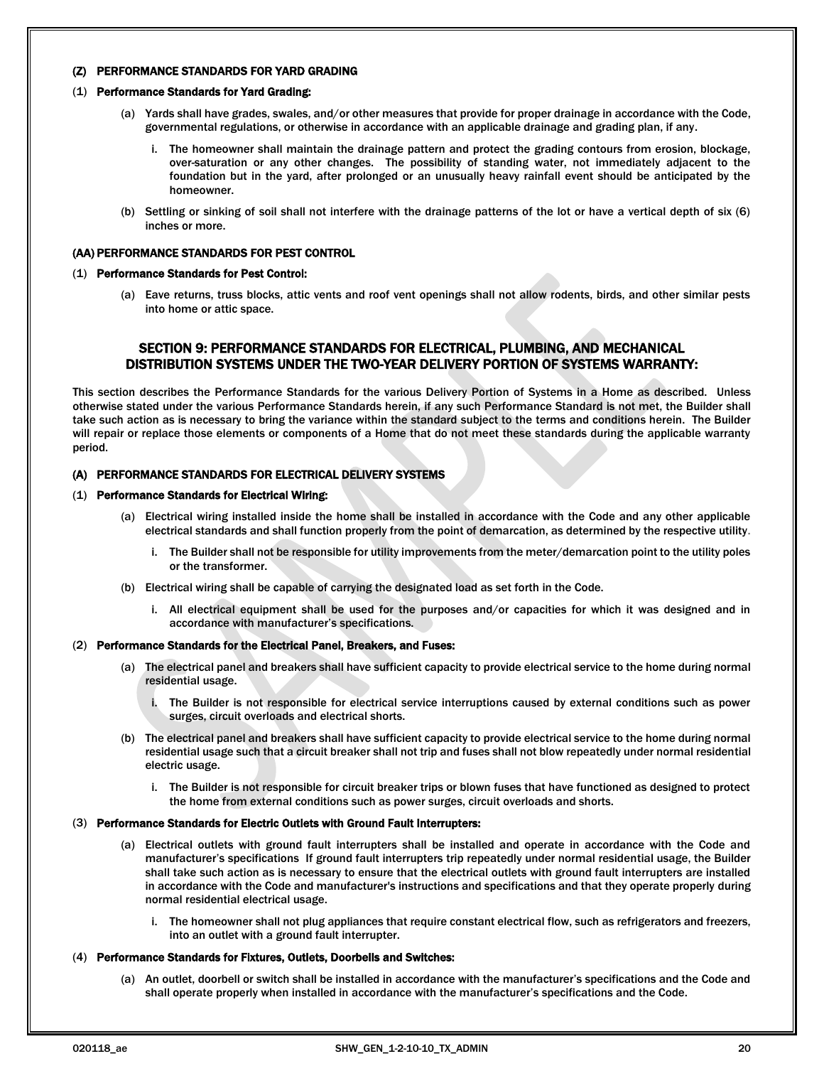#### (Z) PERFORMANCE STANDARDS FOR YARD GRADING

(1) **Performance Standards for Yard Grading:**

(a) Yards shall have grades, swales, and/or other measures that provide for proper drainage in accordance with the Code, governmental regulations, or otherwise in accordance with an applicable drainage and grading plan, if any.

i. The homeowner shall maintain the drainage pattern and protect the grading contours from erosion, blockage, over-saturation or any other changes. The possibility of standing water, not immediately adjacent to the foundation but in the yard, after prolonged or an unusually heavy rainfall event should be anticipated by the homeowner.

(b) Settling or sinking of soil shall not interfere with the drainage patterns of the lot or have a vertical depth of six (6) inches or more.

#### (AA) PERFORMANCE STANDARDS FOR PEST CONTROL

(1) **Performance Standards for Pest Control:**

(a) Eave returns, truss blocks, attic vents and roof vent openings shall not allow rodents, birds, and other similar pests into home or attic space.

## SECTION 9: PERFORMANCE STANDARDS FOR ELECTRICAL, PLUMBING, AND MECHANICAL DISTRIBUTION SYSTEMS UNDER THE TWO-YEAR DELIVERY PORTION OF SYSTEMS WARRANTY:

This section describes the Performance Standards for the various Delivery Portion of Systems in a Home as described. Unless otherwise stated under the various Performance Standards herein, if any such Performance Standard is not met, the Builder shall take such action as is necessary to bring the variance within the standard subject to the terms and conditions herein. The Builder will repair or replace those elements or components of a Home that do not meet these standards during the applicable warranty period.

#### (A) PERFORMANCE STANDARDS FOR ELECTRICAL DELIVERY SYSTEMS

(1) **Performance Standards for Electrical Wiring:**

(a) Electrical wiring installed inside the home shall be installed in accordance with the Code and any other applicable electrical standards and shall function properly from the point of demarcation, as determined by the respective utility.

i. The Builder shall not be responsible for utility improvements from the meter/demarcation point to the utility poles or the transformer.

(b) Electrical wiring shall be capable of carrying the designated load as set forth in the Code.

i. All electrical equipment shall be used for the purposes and/or capacities for which it was designed and in accordance with manufacturer's specifications.

(2) **Performance Standards for the Electrical Panel, Breakers, and Fuses:**

(a) The electrical panel and breakers shall have sufficient capacity to provide electrical service to the home during normal residential usage.

i. The Builder is not responsible for electrical service interruptions caused by external conditions such as power surges, circuit overloads and electrical shorts.

(b) The electrical panel and breakers shall have sufficient capacity to provide electrical service to the home during normal residential usage such that a circuit breaker shall not trip and fuses shall not blow repeatedly under normal residential electric usage.

i. The Builder is not responsible for circuit breaker trips or blown fuses that have functioned as designed to protect the home from external conditions such as power surges, circuit overloads and shorts.

(3) **Performance Standards for Electric Outlets with Ground Fault Interrupters:**

(a) Electrical outlets with ground fault interrupters shall be installed and operate in accordance with the Code and manufacturer's specifications If ground fault interrupters trip repeatedly under normal residential usage, the Builder shall take such action as is necessary to ensure that the electrical outlets with ground fault interrupters are installed in accordance with the Code and manufacturer's instructions and specifications and that they operate properly during normal residential electrical usage.

i. The homeowner shall not plug appliances that require constant electrical flow, such as refrigerators and freezers, into an outlet with a ground fault interrupter.

(4) **Performance Standards for Fixtures, Outlets, Doorbells and Switches:**

(a) An outlet, doorbell or switch shall be installed in accordance with the manufacturer's specifications and the Code and shall operate properly when installed in accordance with the manufacturer's specifications and the Code.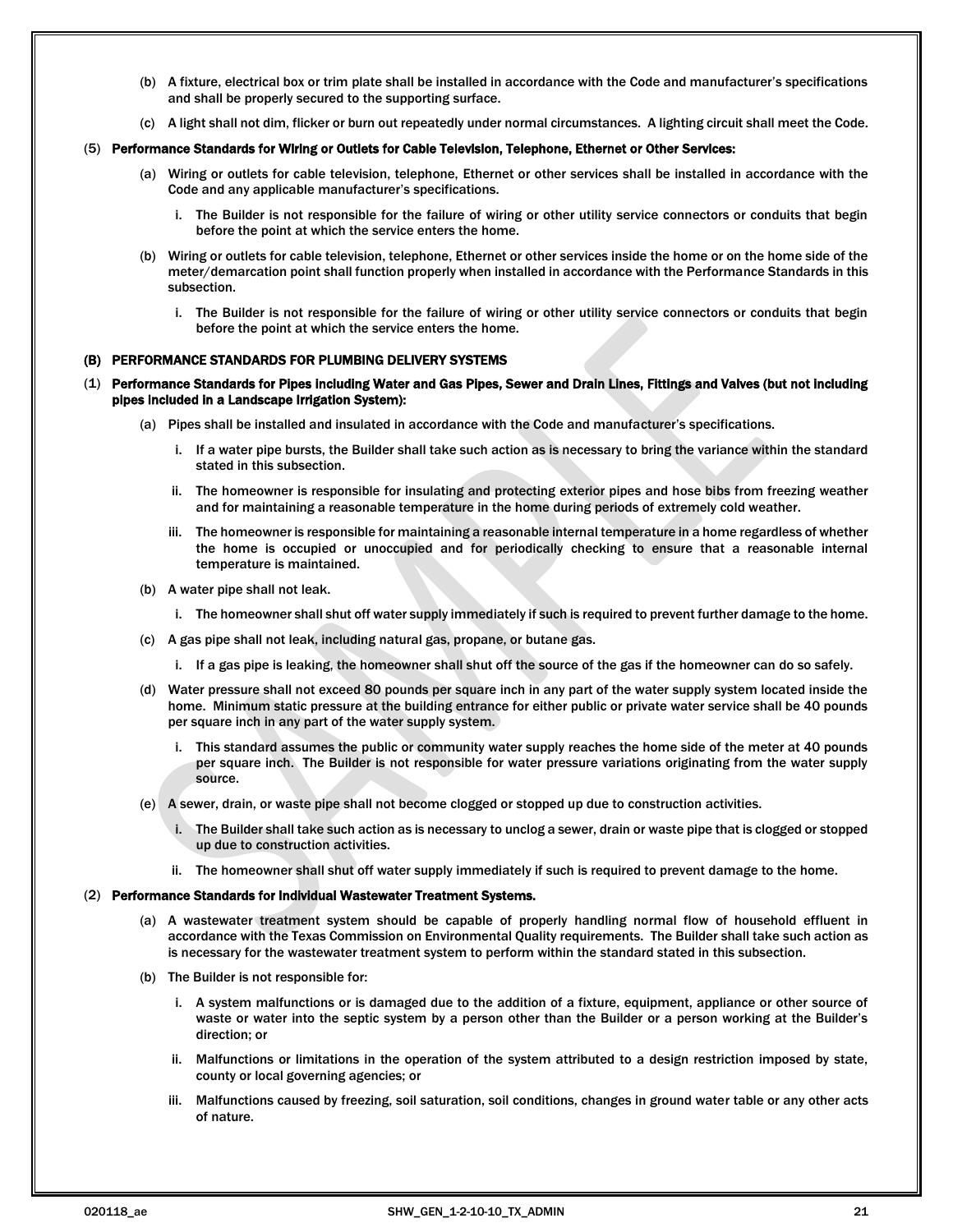(b) A fixture, electrical box or trim plate shall be installed in accordance with the Code and manufacturer's specifications and shall be properly secured to the supporting surface.

(c) A light shall not dim, flicker or burn out repeatedly under normal circumstances. A lighting circuit shall meet the Code.

(5) **Performance Standards for Wiring or Outlets for Cable Television, Telephone, Ethernet or Other Services:**

(a) Wiring or outlets for cable television, telephone, Ethernet or other services shall be installed in accordance with the Code and any applicable manufacturer's specifications.

i. The Builder is not responsible for the failure of wiring or other utility service connectors or conduits that begin before the point at which the service enters the home.

(b) Wiring or outlets for cable television, telephone, Ethernet or other services inside the home or on the home side of the meter/demarcation point shall function properly when installed in accordance with the Performance Standards in this subsection.

i. The Builder is not responsible for the failure of wiring or other utility service connectors or conduits that begin before the point at which the service enters the home.

**(B) PERFORMANCE STANDARDS FOR PLUMBING DELIVERY SYSTEMS**

(1) **Performance Standards for Pipes including Water and Gas Pipes, Sewer and Drain Lines, Fittings and Valves (but not including pipes included in a Landscape Irrigation System):**

(a) Pipes shall be installed and insulated in accordance with the Code and manufacturer's specifications.

i. If a water pipe bursts, the Builder shall take such action as is necessary to bring the variance within the standard stated in this subsection.

ii. The homeowner is responsible for insulating and protecting exterior pipes and hose bibs from freezing weather and for maintaining a reasonable temperature in the home during periods of extremely cold weather.

iii. The homeowner is responsible for maintaining a reasonable internal temperature in a home regardless of whether the home is occupied or unoccupied and for periodically checking to ensure that a reasonable internal temperature is maintained.

(b) A water pipe shall not leak.

i. The homeowner shall shut off water supply immediately if such is required to prevent further damage to the home.

(c) A gas pipe shall not leak, including natural gas, propane, or butane gas.

i. If a gas pipe is leaking, the homeowner shall shut off the source of the gas if the homeowner can do so safely.

(d) Water pressure shall not exceed 80 pounds per square inch in any part of the water supply system located inside the home. Minimum static pressure at the building entrance for either public or private water service shall be 40 pounds per square inch in any part of the water supply system.

i. This standard assumes the public or community water supply reaches the home side of the meter at 40 pounds per square inch. The Builder is not responsible for water pressure variations originating from the water supply source.

(e) A sewer, drain, or waste pipe shall not become clogged or stopped up due to construction activities.

i. The Builder shall take such action as is necessary to unclog a sewer, drain or waste pipe that is clogged or stopped up due to construction activities.

ii. The homeowner shall shut off water supply immediately if such is required to prevent damage to the home.

(2) **Performance Standards for Individual Wastewater Treatment Systems.**

(a) A wastewater treatment system should be capable of properly handling normal flow of household effluent in accordance with the Texas Commission on Environmental Quality requirements. The Builder shall take such action as is necessary for the wastewater treatment system to perform within the standard stated in this subsection.

(b) The Builder is not responsible for:

i. A system malfunctions or is damaged due to the addition of a fixture, equipment, appliance or other source of waste or water into the septic system by a person other than the Builder or a person working at the Builder's direction; or

ii. Malfunctions or limitations in the operation of the system attributed to a design restriction imposed by state, county or local governing agencies; or

iii. Malfunctions caused by freezing, soil saturation, soil conditions, changes in ground water table or any other acts of nature.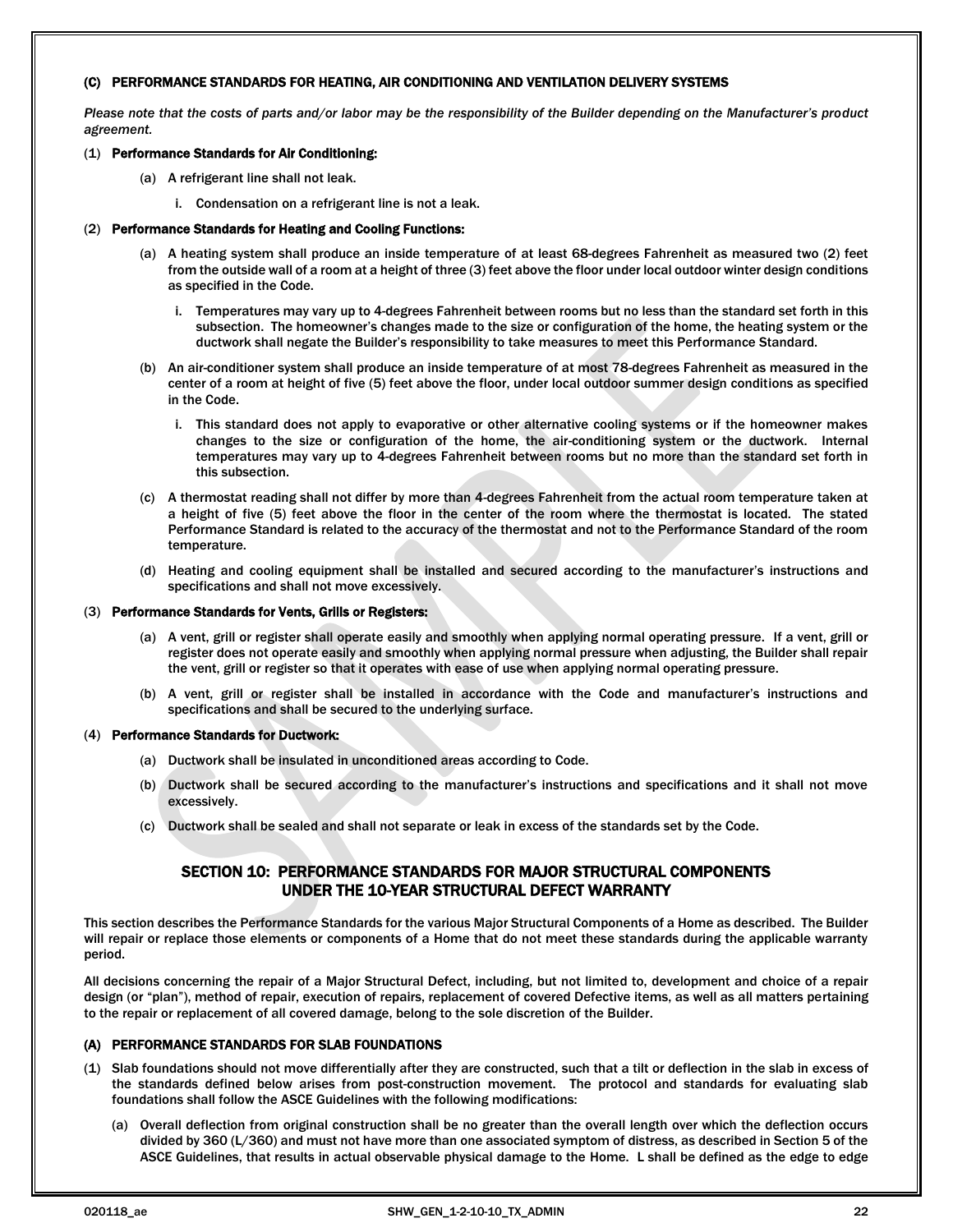#### (C) PERFORMANCE STANDARDS FOR HEATING, AIR CONDITIONING AND VENTILATION DELIVERY SYSTEMS

*Please note that the costs of parts and/or labor may be the responsibility of the Builder depending on the Manufacturer's product agreement.*

(1) **Performance Standards for Air Conditioning:**

- (a) A refrigerant line shall not leak.
  - i. Condensation on a refrigerant line is not a leak.

(2) **Performance Standards for Heating and Cooling Functions:**

- (a) A heating system shall produce an inside temperature of at least 68-degrees Fahrenheit as measured two (2) feet from the outside wall of a room at a height of three (3) feet above the floor under local outdoor winter design conditions as specified in the Code.
  - i. Temperatures may vary up to 4-degrees Fahrenheit between rooms but no less than the standard set forth in this subsection. The homeowner's changes made to the size or configuration of the home, the heating system or the ductwork shall negate the Builder's responsibility to take measures to meet this Performance Standard.
- (b) An air-conditioner system shall produce an inside temperature of at most 78-degrees Fahrenheit as measured in the center of a room at height of five (5) feet above the floor, under local outdoor summer design conditions as specified in the Code.
  - i. This standard does not apply to evaporative or other alternative cooling systems or if the homeowner makes changes to the size or configuration of the home, the air-conditioning system or the ductwork. Internal temperatures may vary up to 4-degrees Fahrenheit between rooms but no more than the standard set forth in this subsection.
- (c) A thermostat reading shall not differ by more than 4-degrees Fahrenheit from the actual room temperature taken at a height of five (5) feet above the floor in the center of the room where the thermostat is located. The stated Performance Standard is related to the accuracy of the thermostat and not to the Performance Standard of the room temperature.
- (d) Heating and cooling equipment shall be installed and secured according to the manufacturer's instructions and specifications and shall not move excessively.

(3) **Performance Standards for Vents, Grills or Registers:**

- (a) A vent, grill or register shall operate easily and smoothly when applying normal operating pressure. If a vent, grill or register does not operate easily and smoothly when applying normal pressure when adjusting, the Builder shall repair the vent, grill or register so that it operates with ease of use when applying normal operating pressure.
- (b) A vent, grill or register shall be installed in accordance with the Code and manufacturer's instructions and specifications and shall be secured to the underlying surface.

(4) **Performance Standards for Ductwork:**

- (a) Ductwork shall be insulated in unconditioned areas according to Code.
- (b) Ductwork shall be secured according to the manufacturer's instructions and specifications and it shall not move excessively.
- (c) Ductwork shall be sealed and shall not separate or leak in excess of the standards set by the Code.

## SECTION 10: PERFORMANCE STANDARDS FOR MAJOR STRUCTURAL COMPONENTS UNDER THE 10-YEAR STRUCTURAL DEFECT WARRANTY

This section describes the Performance Standards for the various Major Structural Components of a Home as described. The Builder will repair or replace those elements or components of a Home that do not meet these standards during the applicable warranty period.

All decisions concerning the repair of a Major Structural Defect, including, but not limited to, development and choice of a repair design (or "plan"), method of repair, execution of repairs, replacement of covered Defective items, as well as all matters pertaining to the repair or replacement of all covered damage, belong to the sole discretion of the Builder.

#### (A) PERFORMANCE STANDARDS FOR SLAB FOUNDATIONS

(1) Slab foundations should not move differentially after they are constructed, such that a tilt or deflection in the slab in excess of the standards defined below arises from post-construction movement. The protocol and standards for evaluating slab foundations shall follow the ASCE Guidelines with the following modifications:

- (a) Overall deflection from original construction shall be no greater than the overall length over which the deflection occurs divided by 360 (L/360) and must not have more than one associated symptom of distress, as described in Section 5 of the ASCE Guidelines, that results in actual observable physical damage to the Home. L shall be defined as the edge to edge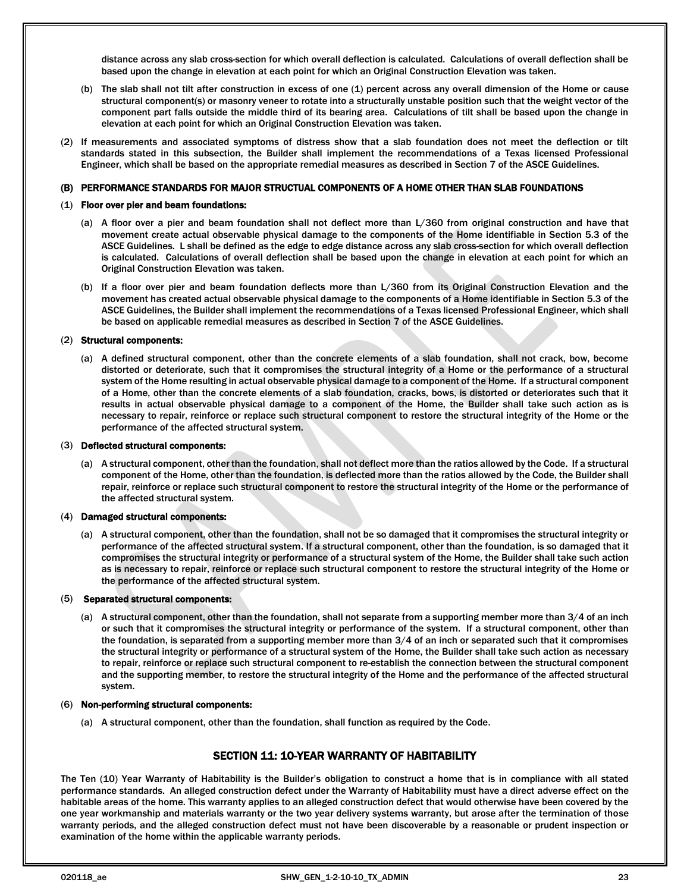distance across any slab cross-section for which overall deflection is calculated. Calculations of overall deflection shall be based upon the change in elevation at each point for which an Original Construction Elevation was taken.

(b) The slab shall not tilt after construction in excess of one (1) percent across any overall dimension of the Home or cause structural component(s) or masonry veneer to rotate into a structurally unstable position such that the weight vector of the component part falls outside the middle third of its bearing area. Calculations of tilt shall be based upon the change in elevation at each point for which an Original Construction Elevation was taken.

(2) If measurements and associated symptoms of distress show that a slab foundation does not meet the deflection or tilt standards stated in this subsection, the Builder shall implement the recommendations of a Texas licensed Professional Engineer, which shall be based on the appropriate remedial measures as described in Section 7 of the ASCE Guidelines.

**(B) PERFORMANCE STANDARDS FOR MAJOR STRUCTUAL COMPONENTS OF A HOME OTHER THAN SLAB FOUNDATIONS**

(1) **Floor over pier and beam foundations:**

(a) A floor over a pier and beam foundation shall not deflect more than L/360 from original construction and have that movement create actual observable physical damage to the components of the Home identifiable in Section 5.3 of the ASCE Guidelines. L shall be defined as the edge to edge distance across any slab cross-section for which overall deflection is calculated. Calculations of overall deflection shall be based upon the change in elevation at each point for which an Original Construction Elevation was taken.

(b) If a floor over pier and beam foundation deflects more than L/360 from its Original Construction Elevation and the movement has created actual observable physical damage to the components of a Home identifiable in Section 5.3 of the ASCE Guidelines, the Builder shall implement the recommendations of a Texas licensed Professional Engineer, which shall be based on applicable remedial measures as described in Section 7 of the ASCE Guidelines.

(2) **Structural components:**

(a) A defined structural component, other than the concrete elements of a slab foundation, shall not crack, bow, become distorted or deteriorate, such that it compromises the structural integrity of a Home or the performance of a structural system of the Home resulting in actual observable physical damage to a component of the Home. If a structural component of a Home, other than the concrete elements of a slab foundation, cracks, bows, is distorted or deteriorates such that it results in actual observable physical damage to a component of the Home, the Builder shall take such action as is necessary to repair, reinforce or replace such structural component to restore the structural integrity of the Home or the performance of the affected structural system.

(3) **Deflected structural components:**

(a) A structural component, other than the foundation, shall not deflect more than the ratios allowed by the Code. If a structural component of the Home, other than the foundation, is deflected more than the ratios allowed by the Code, the Builder shall repair, reinforce or replace such structural component to restore the structural integrity of the Home or the performance of the affected structural system.

(4) **Damaged structural components:**

(a) A structural component, other than the foundation, shall not be so damaged that it compromises the structural integrity or performance of the affected structural system. If a structural component, other than the foundation, is so damaged that it compromises the structural integrity or performance of a structural system of the Home, the Builder shall take such action as is necessary to repair, reinforce or replace such structural component to restore the structural integrity of the Home or the performance of the affected structural system.

(5) **Separated structural components:**

(a) A structural component, other than the foundation, shall not separate from a supporting member more than 3/4 of an inch or such that it compromises the structural integrity or performance of the system. If a structural component, other than the foundation, is separated from a supporting member more than 3/4 of an inch or separated such that it compromises the structural integrity or performance of a structural system of the Home, the Builder shall take such action as necessary to repair, reinforce or replace such structural component to re-establish the connection between the structural component and the supporting member, to restore the structural integrity of the Home and the performance of the affected structural system.

(6) **Non-performing structural components:**

(a) A structural component, other than the foundation, shall function as required by the Code.

## SECTION 11: 10-YEAR WARRANTY OF HABITABILITY

The Ten (10) Year Warranty of Habitability is the Builder's obligation to construct a home that is in compliance with all stated performance standards. An alleged construction defect under the Warranty of Habitability must have a direct adverse effect on the habitable areas of the home. This warranty applies to an alleged construction defect that would otherwise have been covered by the one year workmanship and materials warranty or the two year delivery systems warranty, but arose after the termination of those warranty periods, and the alleged construction defect must not have been discoverable by a reasonable or prudent inspection or examination of the home within the applicable warranty periods.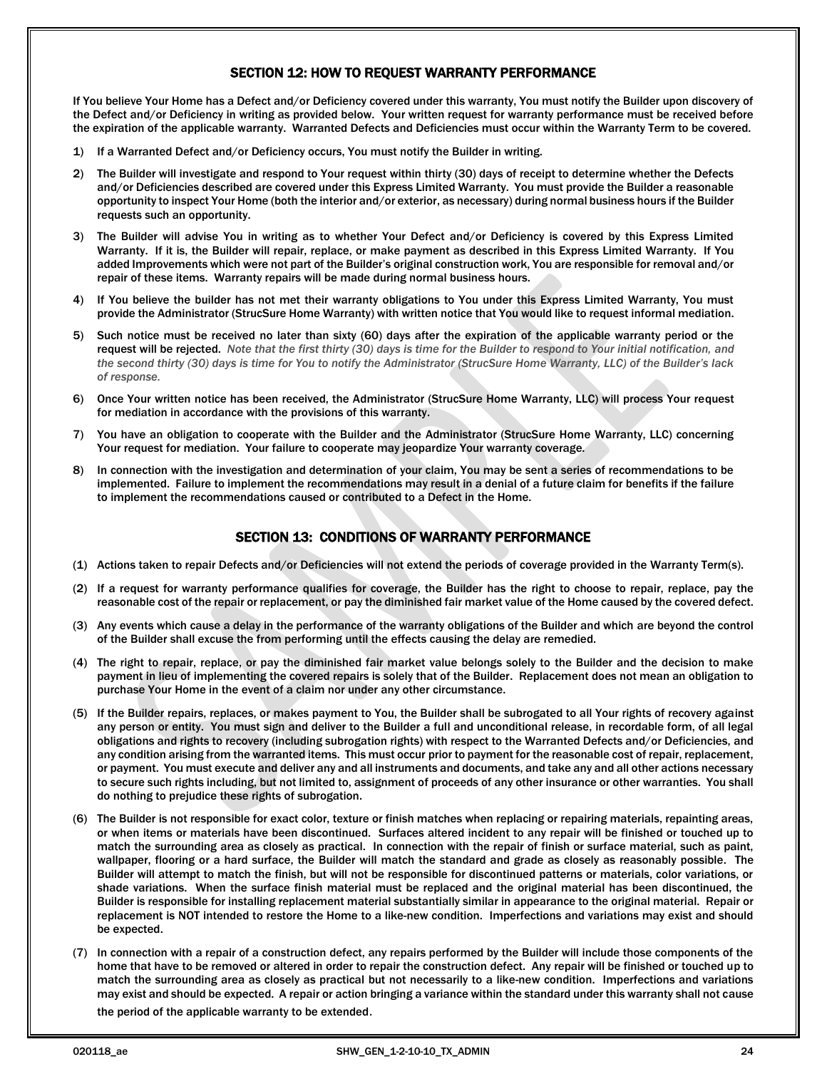## SECTION 12: HOW TO REQUEST WARRANTY PERFORMANCE

If You believe Your Home has a Defect and/or Deficiency covered under this warranty, You must notify the Builder upon discovery of the Defect and/or Deficiency in writing as provided below. Your written request for warranty performance must be received before the expiration of the applicable warranty. Warranted Defects and Deficiencies must occur within the Warranty Term to be covered.

1) If a Warranted Defect and/or Deficiency occurs, You must notify the Builder in writing.
2) The Builder will investigate and respond to Your request within thirty (30) days of receipt to determine whether the Defects and/or Deficiencies described are covered under this Express Limited Warranty. You must provide the Builder a reasonable opportunity to inspect Your Home (both the interior and/or exterior, as necessary) during normal business hours if the Builder requests such an opportunity.
3) The Builder will advise You in writing as to whether Your Defect and/or Deficiency is covered by this Express Limited Warranty. If it is, the Builder will repair, replace, or make payment as described in this Express Limited Warranty. If You added Improvements which were not part of the Builder's original construction work, You are responsible for removal and/or repair of these items. Warranty repairs will be made during normal business hours.
4) If You believe the builder has not met their warranty obligations to You under this Express Limited Warranty, You must provide the Administrator (StrucSure Home Warranty) with written notice that You would like to request informal mediation.
5) Such notice must be received no later than sixty (60) days after the expiration of the applicable warranty period or the request will be rejected. *Note that the first thirty (30) days is time for the Builder to respond to Your initial notification, and the second thirty (30) days is time for You to notify the Administrator (StrucSure Home Warranty, LLC) of the Builder's lack of response.*
6) Once Your written notice has been received, the Administrator (StrucSure Home Warranty, LLC) will process Your request for mediation in accordance with the provisions of this warranty.
7) You have an obligation to cooperate with the Builder and the Administrator (StrucSure Home Warranty, LLC) concerning Your request for mediation. Your failure to cooperate may jeopardize Your warranty coverage.
8) In connection with the investigation and determination of your claim, You may be sent a series of recommendations to be implemented. Failure to implement the recommendations may result in a denial of a future claim for benefits if the failure to implement the recommendations caused or contributed to a Defect in the Home.

## SECTION 13: CONDITIONS OF WARRANTY PERFORMANCE

(1) Actions taken to repair Defects and/or Deficiencies will not extend the periods of coverage provided in the Warranty Term(s).

(2) If a request for warranty performance qualifies for coverage, the Builder has the right to choose to repair, replace, pay the reasonable cost of the repair or replacement, or pay the diminished fair market value of the Home caused by the covered defect.

(3) Any events which cause a delay in the performance of the warranty obligations of the Builder and which are beyond the control of the Builder shall excuse the from performing until the effects causing the delay are remedied.

(4) The right to repair, replace, or pay the diminished fair market value belongs solely to the Builder and the decision to make payment in lieu of implementing the covered repairs is solely that of the Builder. Replacement does not mean an obligation to purchase Your Home in the event of a claim nor under any other circumstance.

(5) If the Builder repairs, replaces, or makes payment to You, the Builder shall be subrogated to all Your rights of recovery against any person or entity. You must sign and deliver to the Builder a full and unconditional release, in recordable form, of all legal obligations and rights to recovery (including subrogation rights) with respect to the Warranted Defects and/or Deficiencies, and any condition arising from the warranted items. This must occur prior to payment for the reasonable cost of repair, replacement, or payment. You must execute and deliver any and all instruments and documents, and take any and all other actions necessary to secure such rights including, but not limited to, assignment of proceeds of any other insurance or other warranties. You shall do nothing to prejudice these rights of subrogation.

(6) The Builder is not responsible for exact color, texture or finish matches when replacing or repairing materials, repainting areas, or when items or materials have been discontinued. Surfaces altered incident to any repair will be finished or touched up to match the surrounding area as closely as practical. In connection with the repair of finish or surface material, such as paint, wallpaper, flooring or a hard surface, the Builder will match the standard and grade as closely as reasonably possible. The Builder will attempt to match the finish, but will not be responsible for discontinued patterns or materials, color variations, or shade variations. When the surface finish material must be replaced and the original material has been discontinued, the Builder is responsible for installing replacement material substantially similar in appearance to the original material. Repair or replacement is NOT intended to restore the Home to a like-new condition. Imperfections and variations may exist and should be expected.

(7) In connection with a repair of a construction defect, any repairs performed by the Builder will include those components of the home that have to be removed or altered in order to repair the construction defect. Any repair will be finished or touched up to match the surrounding area as closely as practical but not necessarily to a like-new condition. Imperfections and variations may exist and should be expected. A repair or action bringing a variance within the standard under this warranty shall not cause the period of the applicable warranty to be extended.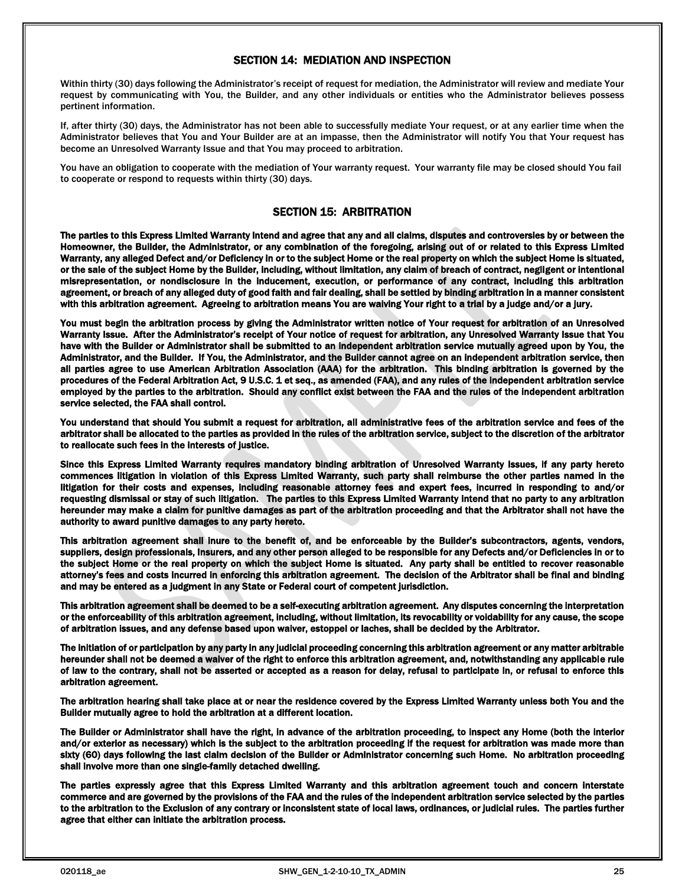## SECTION 14: MEDIATION AND INSPECTION

Within thirty (30) days following the Administrator's receipt of request for mediation, the Administrator will review and mediate Your request by communicating with You, the Builder, and any other individuals or entities who the Administrator believes possess pertinent information.

If, after thirty (30) days, the Administrator has not been able to successfully mediate Your request, or at any earlier time when the Administrator believes that You and Your Builder are at an impasse, then the Administrator will notify You that Your request has become an Unresolved Warranty Issue and that You may proceed to arbitration.

You have an obligation to cooperate with the mediation of Your warranty request. Your warranty file may be closed should You fail to cooperate or respond to requests within thirty (30) days.

## SECTION 15: ARBITRATION

**The parties to this Express Limited Warranty intend and agree that any and all claims, disputes and controversies by or between the Homeowner, the Builder, the Administrator, or any combination of the foregoing, arising out of or related to this Express Limited Warranty, any alleged Defect and/or Deficiency in or to the subject Home or the real property on which the subject Home is situated, or the sale of the subject Home by the Builder, including, without limitation, any claim of breach of contract, negligent or intentional misrepresentation, or nondisclosure in the inducement, execution, or performance of any contract, including this arbitration agreement, or breach of any alleged duty of good faith and fair dealing, shall be settled by binding arbitration in a manner consistent with this arbitration agreement. Agreeing to arbitration means You are waiving Your right to a trial by a judge and/or a jury.**

**You must begin the arbitration process by giving the Administrator written notice of Your request for arbitration of an Unresolved Warranty Issue. After the Administrator's receipt of Your notice of request for arbitration, any Unresolved Warranty Issue that You have with the Builder or Administrator shall be submitted to an independent arbitration service mutually agreed upon by You, the Administrator, and the Builder. If You, the Administrator, and the Builder cannot agree on an independent arbitration service, then all parties agree to use American Arbitration Association (AAA) for the arbitration. This binding arbitration is governed by the procedures of the Federal Arbitration Act, 9 U.S.C. 1 et seq., as amended (FAA), and any rules of the independent arbitration service employed by the parties to the arbitration. Should any conflict exist between the FAA and the rules of the independent arbitration service selected, the FAA shall control.**

**You understand that should You submit a request for arbitration, all administrative fees of the arbitration service and fees of the arbitrator shall be allocated to the parties as provided in the rules of the arbitration service, subject to the discretion of the arbitrator to reallocate such fees in the interests of justice.**

**Since this Express Limited Warranty requires mandatory binding arbitration of Unresolved Warranty Issues, if any party hereto commences litigation in violation of this Express Limited Warranty, such party shall reimburse the other parties named in the litigation for their costs and expenses, including reasonable attorney fees and expert fees, incurred in responding to and/or requesting dismissal or stay of such litigation. The parties to this Express Limited Warranty intend that no party to any arbitration hereunder may make a claim for punitive damages as part of the arbitration proceeding and that the Arbitrator shall not have the authority to award punitive damages to any party hereto.**

**This arbitration agreement shall inure to the benefit of, and be enforceable by the Builder's subcontractors, agents, vendors, suppliers, design professionals, insurers, and any other person alleged to be responsible for any Defects and/or Deficiencies in or to the subject Home or the real property on which the subject Home is situated. Any party shall be entitled to recover reasonable attorney's fees and costs incurred in enforcing this arbitration agreement. The decision of the Arbitrator shall be final and binding and may be entered as a judgment in any State or Federal court of competent jurisdiction.**

**This arbitration agreement shall be deemed to be a self-executing arbitration agreement. Any disputes concerning the interpretation or the enforceability of this arbitration agreement, including, without limitation, its revocability or voidability for any cause, the scope of arbitration issues, and any defense based upon waiver, estoppel or laches, shall be decided by the Arbitrator.**

**The initiation of or participation by any party in any judicial proceeding concerning this arbitration agreement or any matter arbitrable hereunder shall not be deemed a waiver of the right to enforce this arbitration agreement, and, notwithstanding any applicable rule of law to the contrary, shall not be asserted or accepted as a reason for delay, refusal to participate in, or refusal to enforce this arbitration agreement.**

**The arbitration hearing shall take place at or near the residence covered by the Express Limited Warranty unless both You and the Builder mutually agree to hold the arbitration at a different location.**

**The Builder or Administrator shall have the right, in advance of the arbitration proceeding, to inspect any Home (both the interior and/or exterior as necessary) which is the subject to the arbitration proceeding if the request for arbitration was made more than sixty (60) days following the last claim decision of the Builder or Administrator concerning such Home. No arbitration proceeding shall involve more than one single-family detached dwelling.**

**The parties expressly agree that this Express Limited Warranty and this arbitration agreement touch and concern interstate commerce and are governed by the provisions of the FAA and the rules of the independent arbitration service selected by the parties to the arbitration to the Exclusion of any contrary or inconsistent state of local laws, ordinances, or judicial rules. The parties further agree that either can initiate the arbitration process.**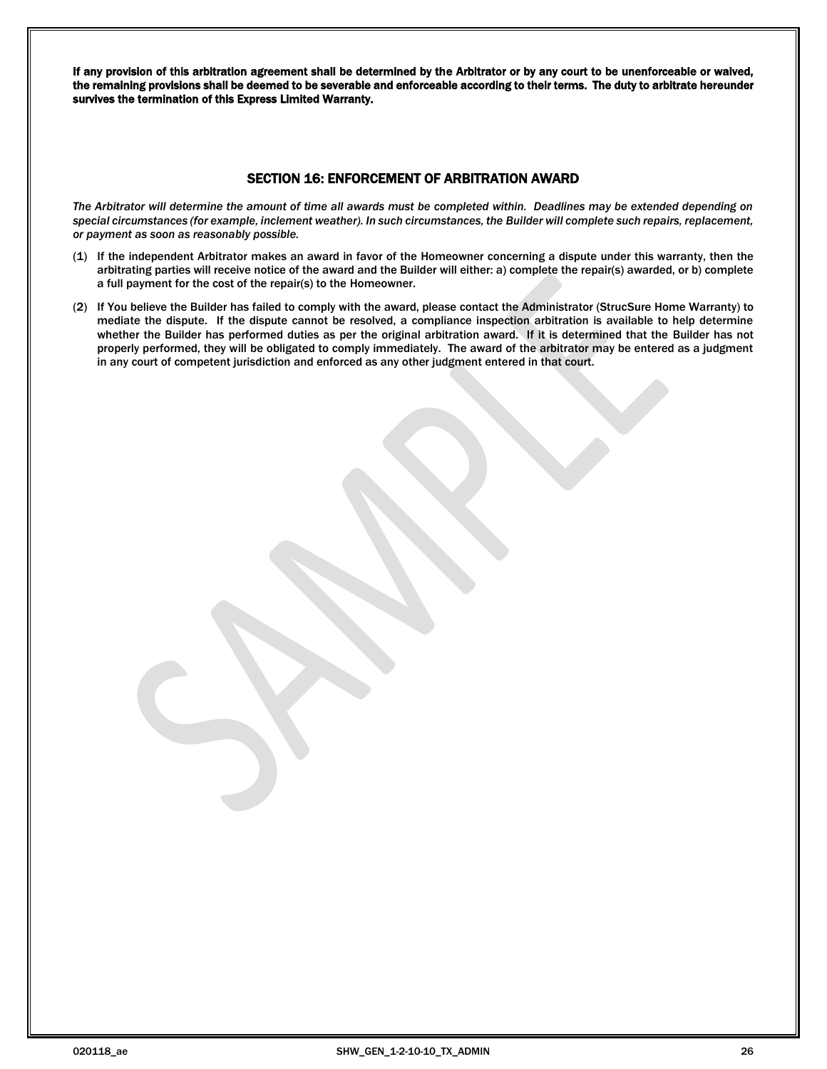**If any provision of this arbitration agreement shall be determined by the Arbitrator or by any court to be unenforceable or waived, the remaining provisions shall be deemed to be severable and enforceable according to their terms. The duty to arbitrate hereunder survives the termination of this Express Limited Warranty.**

## SECTION 16: ENFORCEMENT OF ARBITRATION AWARD

*The Arbitrator will determine the amount of time all awards must be completed within. Deadlines may be extended depending on special circumstances (for example, inclement weather). In such circumstances, the Builder will complete such repairs, replacement, or payment as soon as reasonably possible.*

(1) If the independent Arbitrator makes an award in favor of the Homeowner concerning a dispute under this warranty, then the arbitrating parties will receive notice of the award and the Builder will either: a) complete the repair(s) awarded, or b) complete a full payment for the cost of the repair(s) to the Homeowner.

(2) If You believe the Builder has failed to comply with the award, please contact the Administrator (StrucSure Home Warranty) to mediate the dispute. If the dispute cannot be resolved, a compliance inspection arbitration is available to help determine whether the Builder has performed duties as per the original arbitration award. If it is determined that the Builder has not properly performed, they will be obligated to comply immediately. The award of the arbitrator may be entered as a judgment in any court of competent jurisdiction and enforced as any other judgment entered in that court.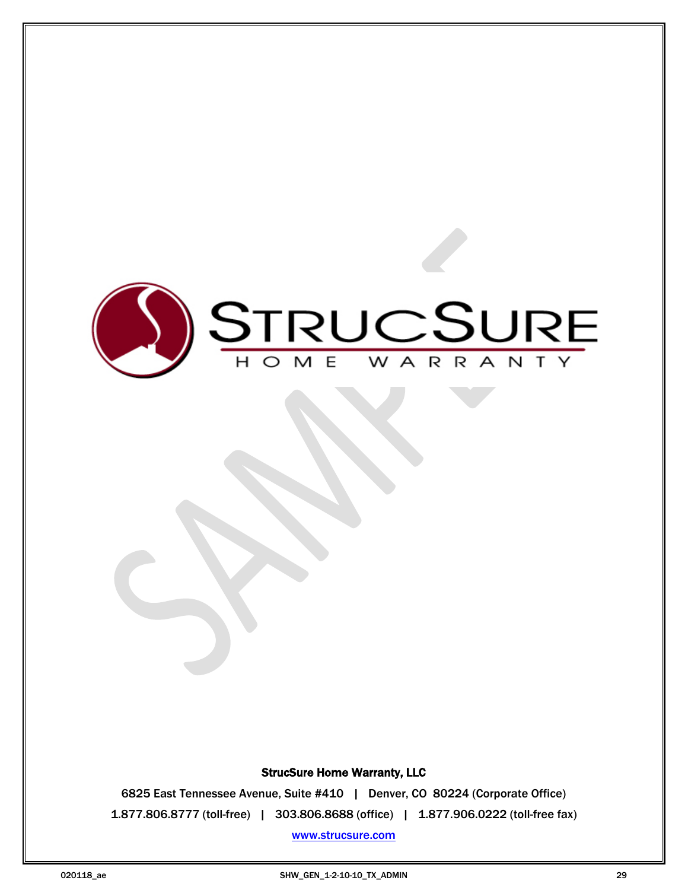**StrucSure Home Warranty, LLC**

6825 East Tennessee Avenue, Suite #410 | Denver, CO 80224 (Corporate Office)

1.877.806.8777 (toll-free) | 303.806.8688 (office) | 1.877.906.0222 (toll-free fax)

www.strucsure.com